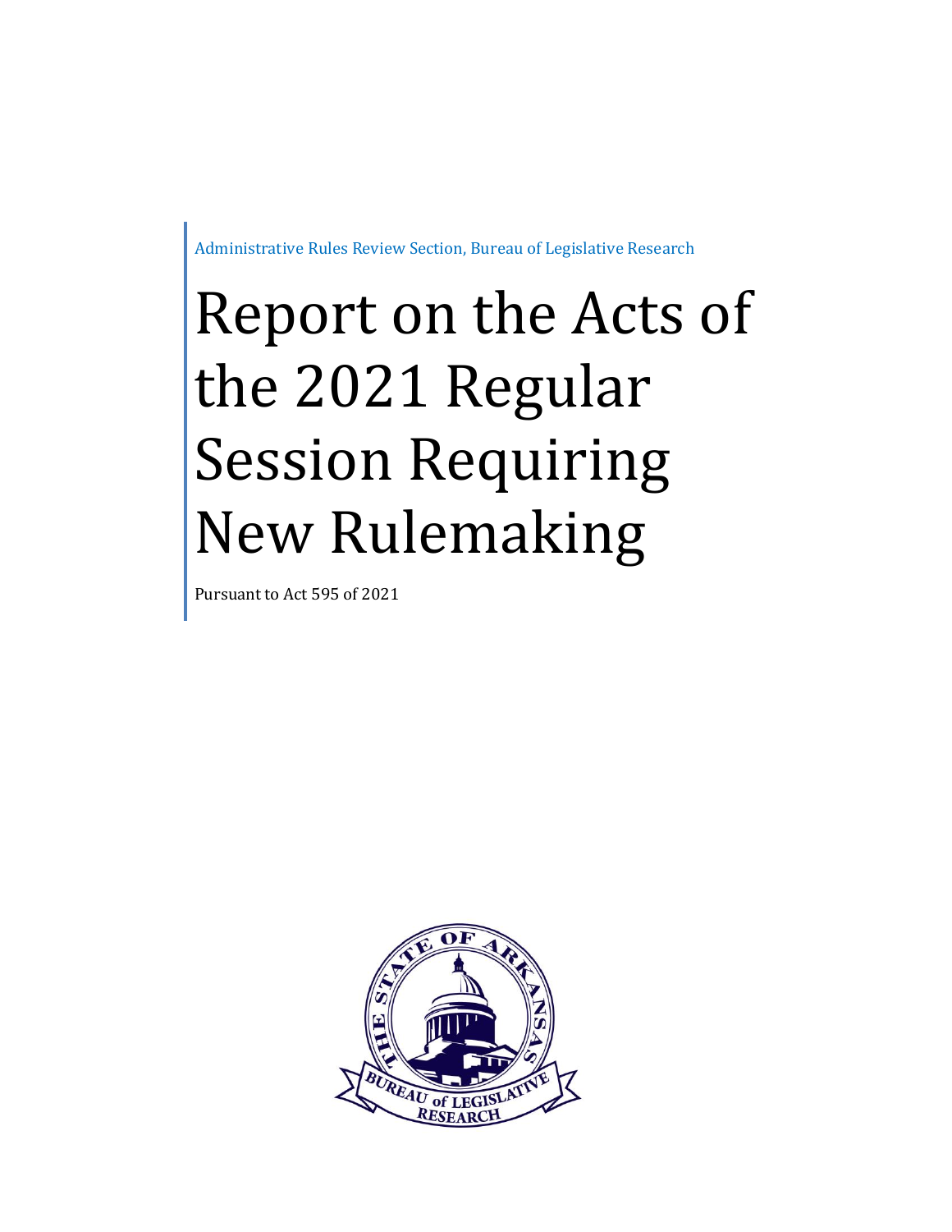Administrative Rules Review Section, Bureau of Legislative Research

# Report on the Acts of the 2021 Regular Session Requiring New Rulemaking

Pursuant to Act 595 of 2021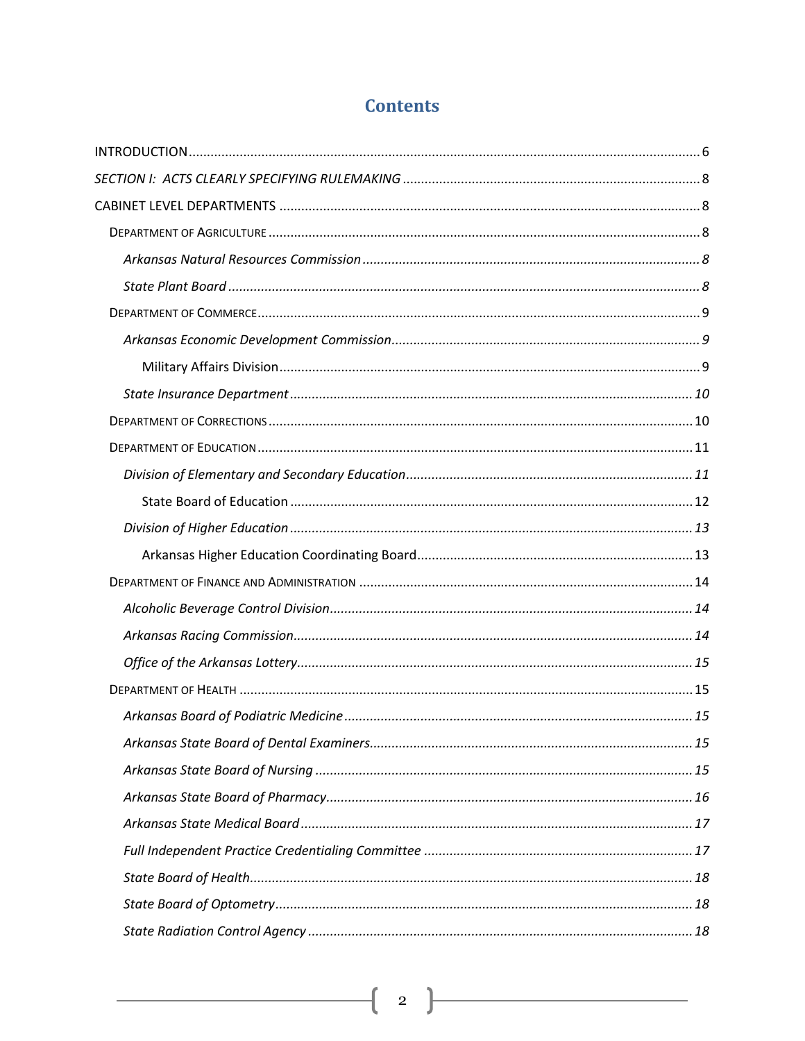# Contents

INTRODUCTION ........ 6

*SECTION I: ACTS CLEARLY SPECIFYING RULEMAKING* ........ 8

CABINET LEVEL DEPARTMENTS ........ 8

- DEPARTMENT OF AGRICULTURE ........ 8
  - *Arkansas Natural Resources Commission* ........ *8*
  - *State Plant Board* ........ *8*
- DEPARTMENT OF COMMERCE ........ 9
  - *Arkansas Economic Development Commission* ........ *9*
    - Military Affairs Division ........ 9
  - *State Insurance Department* ........ *10*
- DEPARTMENT OF CORRECTIONS ........ 10
- DEPARTMENT OF EDUCATION ........ 11
  - *Division of Elementary and Secondary Education* ........ *11*
    - State Board of Education ........ 12
  - *Division of Higher Education* ........ *13*
    - Arkansas Higher Education Coordinating Board ........ 13
- DEPARTMENT OF FINANCE AND ADMINISTRATION ........ 14
  - *Alcoholic Beverage Control Division* ........ *14*
  - *Arkansas Racing Commission* ........ *14*
  - *Office of the Arkansas Lottery* ........ *15*
- DEPARTMENT OF HEALTH ........ 15
  - *Arkansas Board of Podiatric Medicine* ........ *15*
  - *Arkansas State Board of Dental Examiners* ........ *15*
  - *Arkansas State Board of Nursing* ........ *15*
  - *Arkansas State Board of Pharmacy* ........ *16*
  - *Arkansas State Medical Board* ........ *17*
  - *Full Independent Practice Credentialing Committee* ........ *17*
  - *State Board of Health* ........ *18*
  - *State Board of Optometry* ........ *18*
  - *State Radiation Control Agency* ........ *18*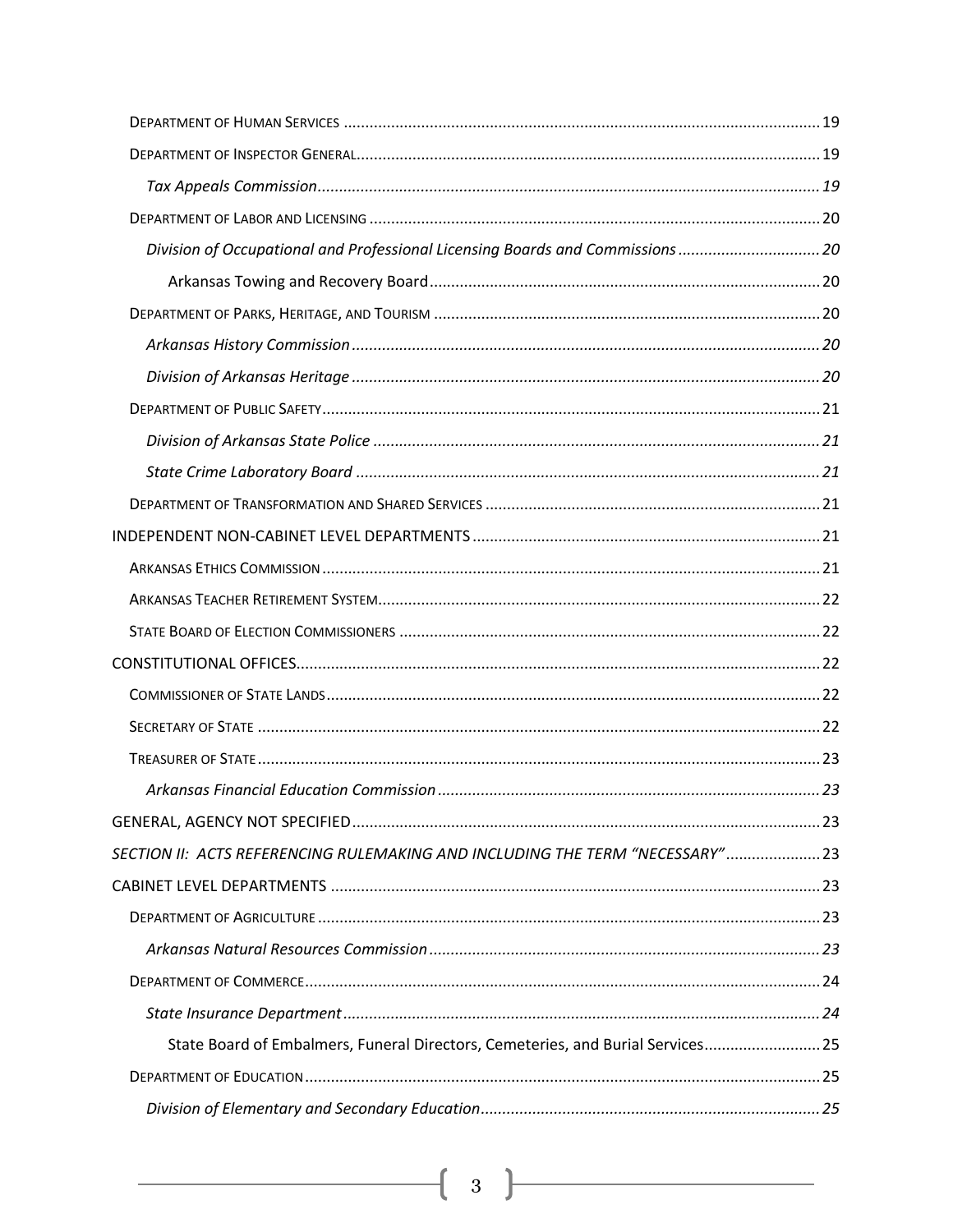Department of Human Services ..... 19

Department of Inspector General ..... 19

*Tax Appeals Commission* ..... 19

Department of Labor and Licensing ..... 20

*Division of Occupational and Professional Licensing Boards and Commissions* ..... 20

Arkansas Towing and Recovery Board ..... 20

Department of Parks, Heritage, and Tourism ..... 20

*Arkansas History Commission* ..... 20

*Division of Arkansas Heritage* ..... 20

Department of Public Safety ..... 21

*Division of Arkansas State Police* ..... 21

*State Crime Laboratory Board* ..... 21

Department of Transformation and Shared Services ..... 21

INDEPENDENT NON-CABINET LEVEL DEPARTMENTS ..... 21

Arkansas Ethics Commission ..... 21

Arkansas Teacher Retirement System ..... 22

State Board of Election Commissioners ..... 22

CONSTITUTIONAL OFFICES ..... 22

Commissioner of State Lands ..... 22

Secretary of State ..... 22

Treasurer of State ..... 23

*Arkansas Financial Education Commission* ..... 23

GENERAL, AGENCY NOT SPECIFIED ..... 23

*SECTION II: ACTS REFERENCING RULEMAKING AND INCLUDING THE TERM "NECESSARY"* ..... 23

CABINET LEVEL DEPARTMENTS ..... 23

Department of Agriculture ..... 23

*Arkansas Natural Resources Commission* ..... 23

Department of Commerce ..... 24

*State Insurance Department* ..... 24

State Board of Embalmers, Funeral Directors, Cemeteries, and Burial Services ..... 25

Department of Education ..... 25

*Division of Elementary and Secondary Education* ..... 25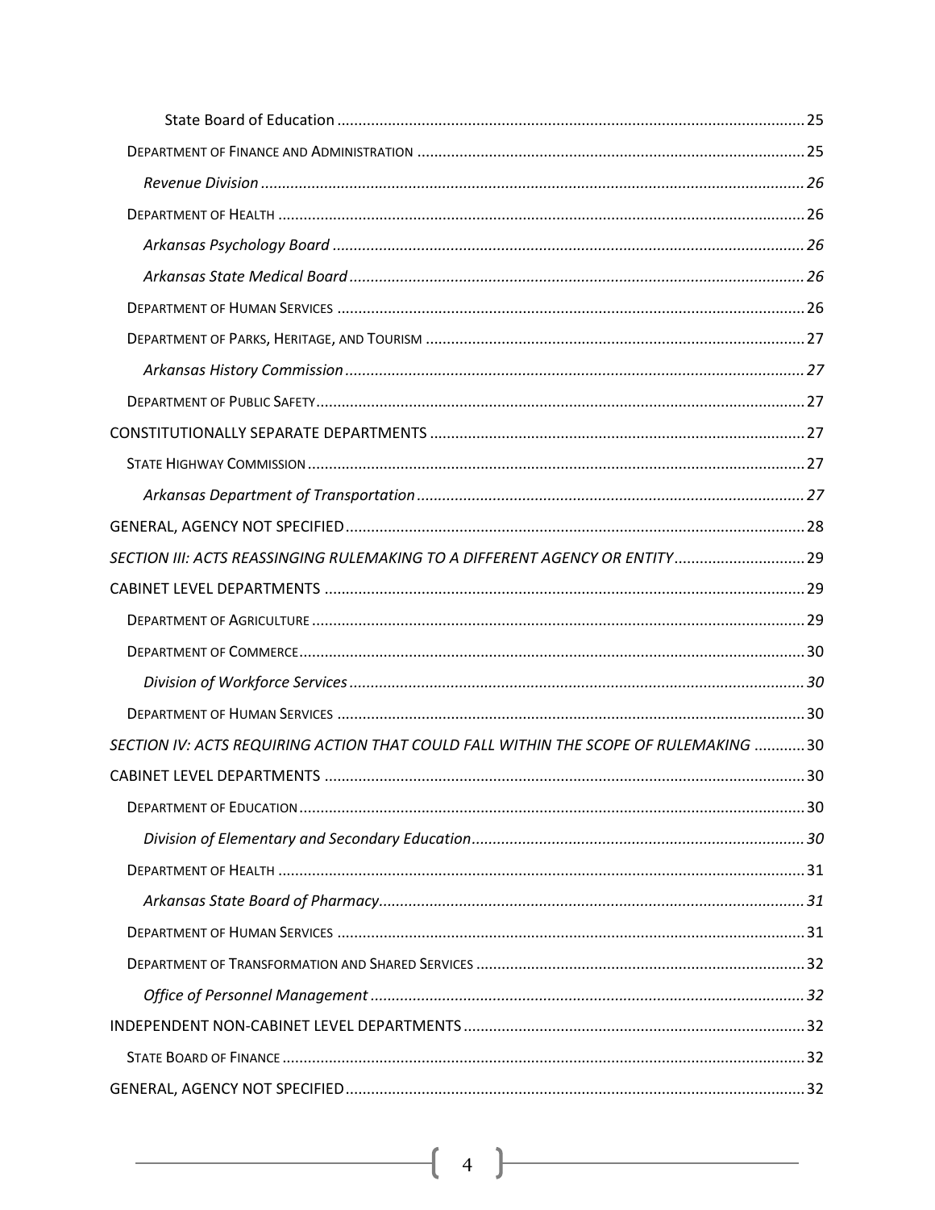State Board of Education ........ 25

DEPARTMENT OF FINANCE AND ADMINISTRATION ........ 25

*Revenue Division ........ 26*

DEPARTMENT OF HEALTH ........ 26

*Arkansas Psychology Board ........ 26*

*Arkansas State Medical Board ........ 26*

DEPARTMENT OF HUMAN SERVICES ........ 26

DEPARTMENT OF PARKS, HERITAGE, AND TOURISM ........ 27

*Arkansas History Commission ........ 27*

DEPARTMENT OF PUBLIC SAFETY ........ 27

CONSTITUTIONALLY SEPARATE DEPARTMENTS ........ 27

STATE HIGHWAY COMMISSION ........ 27

*Arkansas Department of Transportation ........ 27*

GENERAL, AGENCY NOT SPECIFIED ........ 28

*SECTION III: ACTS REASSINGING RULEMAKING TO A DIFFERENT AGENCY OR ENTITY ........ 29*

CABINET LEVEL DEPARTMENTS ........ 29

DEPARTMENT OF AGRICULTURE ........ 29

DEPARTMENT OF COMMERCE ........ 30

*Division of Workforce Services ........ 30*

DEPARTMENT OF HUMAN SERVICES ........ 30

*SECTION IV: ACTS REQUIRING ACTION THAT COULD FALL WITHIN THE SCOPE OF RULEMAKING ........ 30*

CABINET LEVEL DEPARTMENTS ........ 30

DEPARTMENT OF EDUCATION ........ 30

*Division of Elementary and Secondary Education ........ 30*

DEPARTMENT OF HEALTH ........ 31

*Arkansas State Board of Pharmacy ........ 31*

DEPARTMENT OF HUMAN SERVICES ........ 31

DEPARTMENT OF TRANSFORMATION AND SHARED SERVICES ........ 32

*Office of Personnel Management ........ 32*

INDEPENDENT NON-CABINET LEVEL DEPARTMENTS ........ 32

STATE BOARD OF FINANCE ........ 32

GENERAL, AGENCY NOT SPECIFIED ........ 32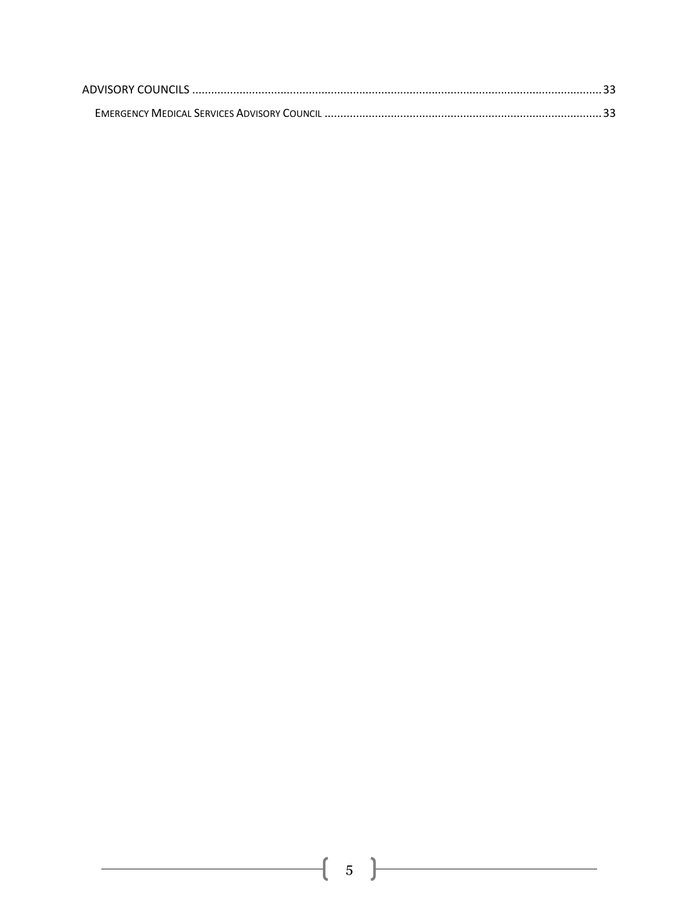ADVISORY COUNCILS .................................................................................................................................. 33

Emergency Medical Services Advisory Council ........................................................................................ 33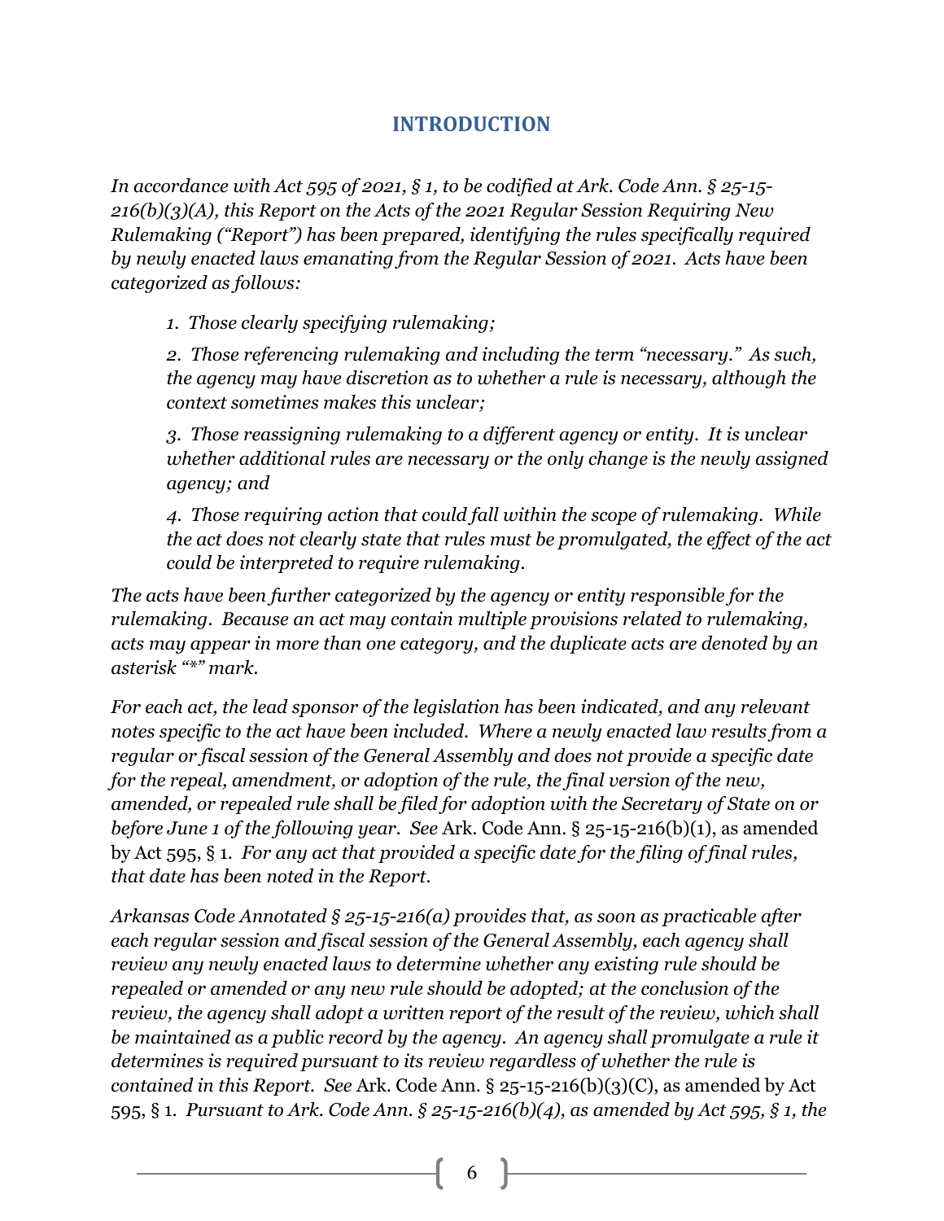## INTRODUCTION

*In accordance with Act 595 of 2021, § 1, to be codified at Ark. Code Ann. § 25-15-216(b)(3)(A), this Report on the Acts of the 2021 Regular Session Requiring New Rulemaking ("Report") has been prepared, identifying the rules specifically required by newly enacted laws emanating from the Regular Session of 2021. Acts have been categorized as follows:*

> *1. Those clearly specifying rulemaking;*
>
> *2. Those referencing rulemaking and including the term "necessary." As such, the agency may have discretion as to whether a rule is necessary, although the context sometimes makes this unclear;*
>
> *3. Those reassigning rulemaking to a different agency or entity. It is unclear whether additional rules are necessary or the only change is the newly assigned agency; and*
>
> *4. Those requiring action that could fall within the scope of rulemaking. While the act does not clearly state that rules must be promulgated, the effect of the act could be interpreted to require rulemaking.*

*The acts have been further categorized by the agency or entity responsible for the rulemaking. Because an act may contain multiple provisions related to rulemaking, acts may appear in more than one category, and the duplicate acts are denoted by an asterisk "*" mark.*

*For each act, the lead sponsor of the legislation has been indicated, and any relevant notes specific to the act have been included. Where a newly enacted law results from a regular or fiscal session of the General Assembly and does not provide a specific date for the repeal, amendment, or adoption of the rule, the final version of the new, amended, or repealed rule shall be filed for adoption with the Secretary of State on or before June 1 of the following year. See* Ark. Code Ann. § 25-15-216(b)(1), as amended by Act 595, § 1. *For any act that provided a specific date for the filing of final rules, that date has been noted in the Report.*

*Arkansas Code Annotated § 25-15-216(a) provides that, as soon as practicable after each regular session and fiscal session of the General Assembly, each agency shall review any newly enacted laws to determine whether any existing rule should be repealed or amended or any new rule should be adopted; at the conclusion of the review, the agency shall adopt a written report of the result of the review, which shall be maintained as a public record by the agency. An agency shall promulgate a rule it determines is required pursuant to its review regardless of whether the rule is contained in this Report. See* Ark. Code Ann. § 25-15-216(b)(3)(C), as amended by Act 595, § 1. *Pursuant to Ark. Code Ann. § 25-15-216(b)(4), as amended by Act 595, § 1, the*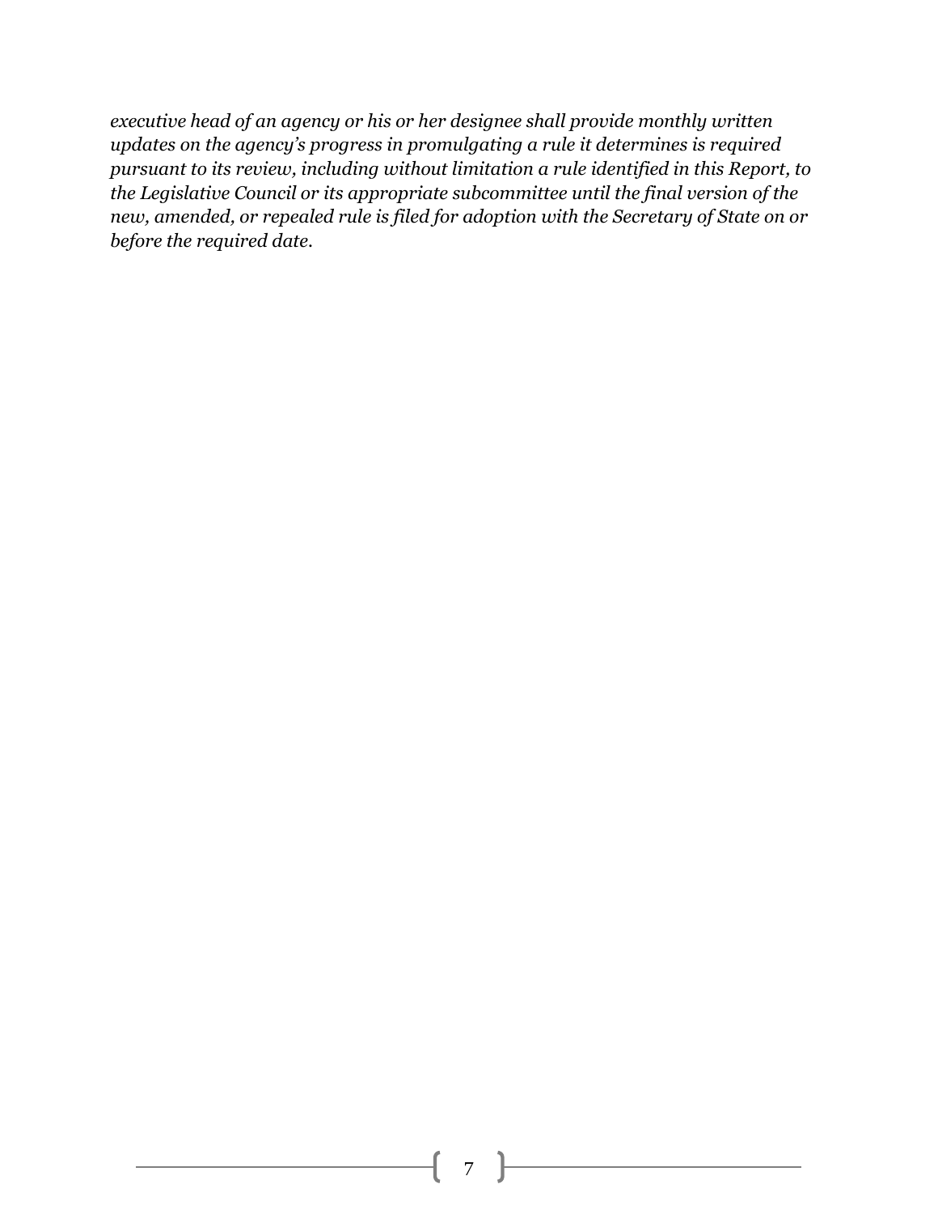*executive head of an agency or his or her designee shall provide monthly written updates on the agency's progress in promulgating a rule it determines is required pursuant to its review, including without limitation a rule identified in this Report, to the Legislative Council or its appropriate subcommittee until the final version of the new, amended, or repealed rule is filed for adoption with the Secretary of State on or before the required date.*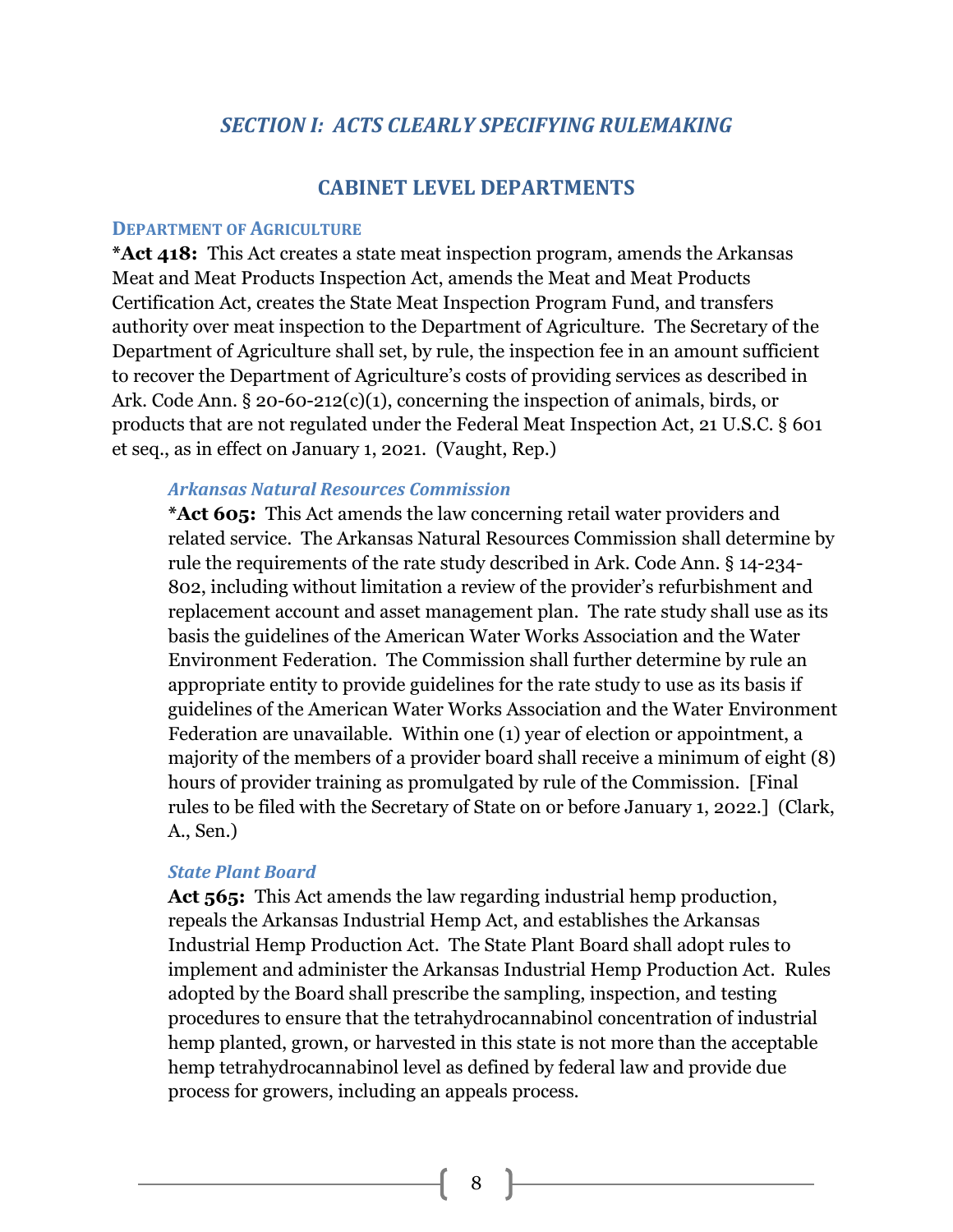## *SECTION I: ACTS CLEARLY SPECIFYING RULEMAKING*

## CABINET LEVEL DEPARTMENTS

### DEPARTMENT OF AGRICULTURE

***Act 418:** This Act creates a state meat inspection program, amends the Arkansas Meat and Meat Products Inspection Act, amends the Meat and Meat Products Certification Act, creates the State Meat Inspection Program Fund, and transfers authority over meat inspection to the Department of Agriculture. The Secretary of the Department of Agriculture shall set, by rule, the inspection fee in an amount sufficient to recover the Department of Agriculture's costs of providing services as described in Ark. Code Ann. § 20-60-212(c)(1), concerning the inspection of animals, birds, or products that are not regulated under the Federal Meat Inspection Act, 21 U.S.C. § 601 et seq., as in effect on January 1, 2021. (Vaught, Rep.)

#### *Arkansas Natural Resources Commission*

***Act 605:** This Act amends the law concerning retail water providers and related service. The Arkansas Natural Resources Commission shall determine by rule the requirements of the rate study described in Ark. Code Ann. § 14-234-802, including without limitation a review of the provider's refurbishment and replacement account and asset management plan. The rate study shall use as its basis the guidelines of the American Water Works Association and the Water Environment Federation. The Commission shall further determine by rule an appropriate entity to provide guidelines for the rate study to use as its basis if guidelines of the American Water Works Association and the Water Environment Federation are unavailable. Within one (1) year of election or appointment, a majority of the members of a provider board shall receive a minimum of eight (8) hours of provider training as promulgated by rule of the Commission. [Final rules to be filed with the Secretary of State on or before January 1, 2022.] (Clark, A., Sen.)

#### *State Plant Board*

**Act 565:** This Act amends the law regarding industrial hemp production, repeals the Arkansas Industrial Hemp Act, and establishes the Arkansas Industrial Hemp Production Act. The State Plant Board shall adopt rules to implement and administer the Arkansas Industrial Hemp Production Act. Rules adopted by the Board shall prescribe the sampling, inspection, and testing procedures to ensure that the tetrahydrocannabinol concentration of industrial hemp planted, grown, or harvested in this state is not more than the acceptable hemp tetrahydrocannabinol level as defined by federal law and provide due process for growers, including an appeals process.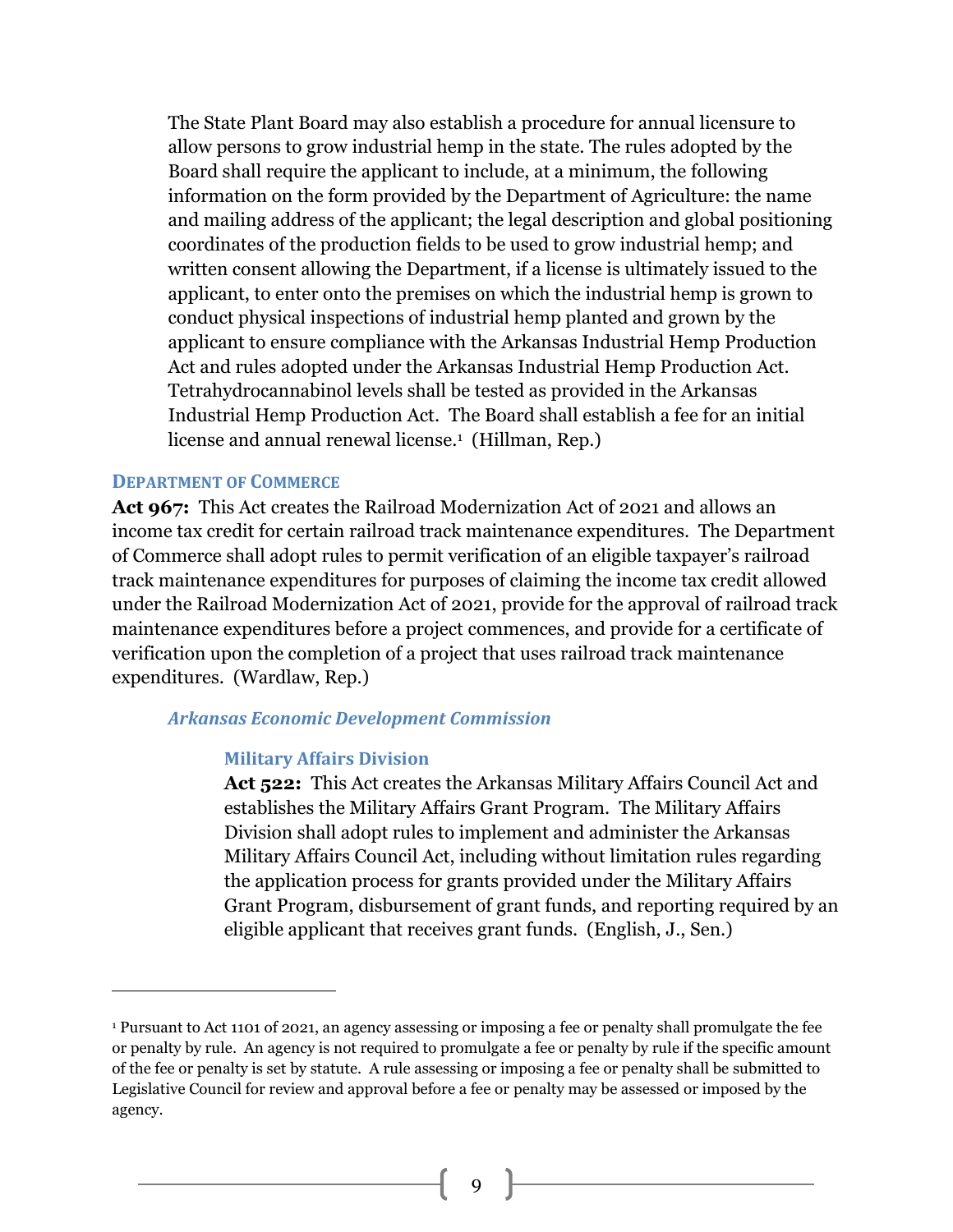The State Plant Board may also establish a procedure for annual licensure to allow persons to grow industrial hemp in the state. The rules adopted by the Board shall require the applicant to include, at a minimum, the following information on the form provided by the Department of Agriculture: the name and mailing address of the applicant; the legal description and global positioning coordinates of the production fields to be used to grow industrial hemp; and written consent allowing the Department, if a license is ultimately issued to the applicant, to enter onto the premises on which the industrial hemp is grown to conduct physical inspections of industrial hemp planted and grown by the applicant to ensure compliance with the Arkansas Industrial Hemp Production Act and rules adopted under the Arkansas Industrial Hemp Production Act. Tetrahydrocannabinol levels shall be tested as provided in the Arkansas Industrial Hemp Production Act. The Board shall establish a fee for an initial license and annual renewal license.[1] (Hillman, Rep.)

## DEPARTMENT OF COMMERCE

**Act 967:** This Act creates the Railroad Modernization Act of 2021 and allows an income tax credit for certain railroad track maintenance expenditures. The Department of Commerce shall adopt rules to permit verification of an eligible taxpayer's railroad track maintenance expenditures for purposes of claiming the income tax credit allowed under the Railroad Modernization Act of 2021, provide for the approval of railroad track maintenance expenditures before a project commences, and provide for a certificate of verification upon the completion of a project that uses railroad track maintenance expenditures. (Wardlaw, Rep.)

### *Arkansas Economic Development Commission*

#### Military Affairs Division

**Act 522:** This Act creates the Arkansas Military Affairs Council Act and establishes the Military Affairs Grant Program. The Military Affairs Division shall adopt rules to implement and administer the Arkansas Military Affairs Council Act, including without limitation rules regarding the application process for grants provided under the Military Affairs Grant Program, disbursement of grant funds, and reporting required by an eligible applicant that receives grant funds. (English, J., Sen.)

---

[1] Pursuant to Act 1101 of 2021, an agency assessing or imposing a fee or penalty shall promulgate the fee or penalty by rule. An agency is not required to promulgate a fee or penalty by rule if the specific amount of the fee or penalty is set by statute. A rule assessing or imposing a fee or penalty shall be submitted to Legislative Council for review and approval before a fee or penalty may be assessed or imposed by the agency.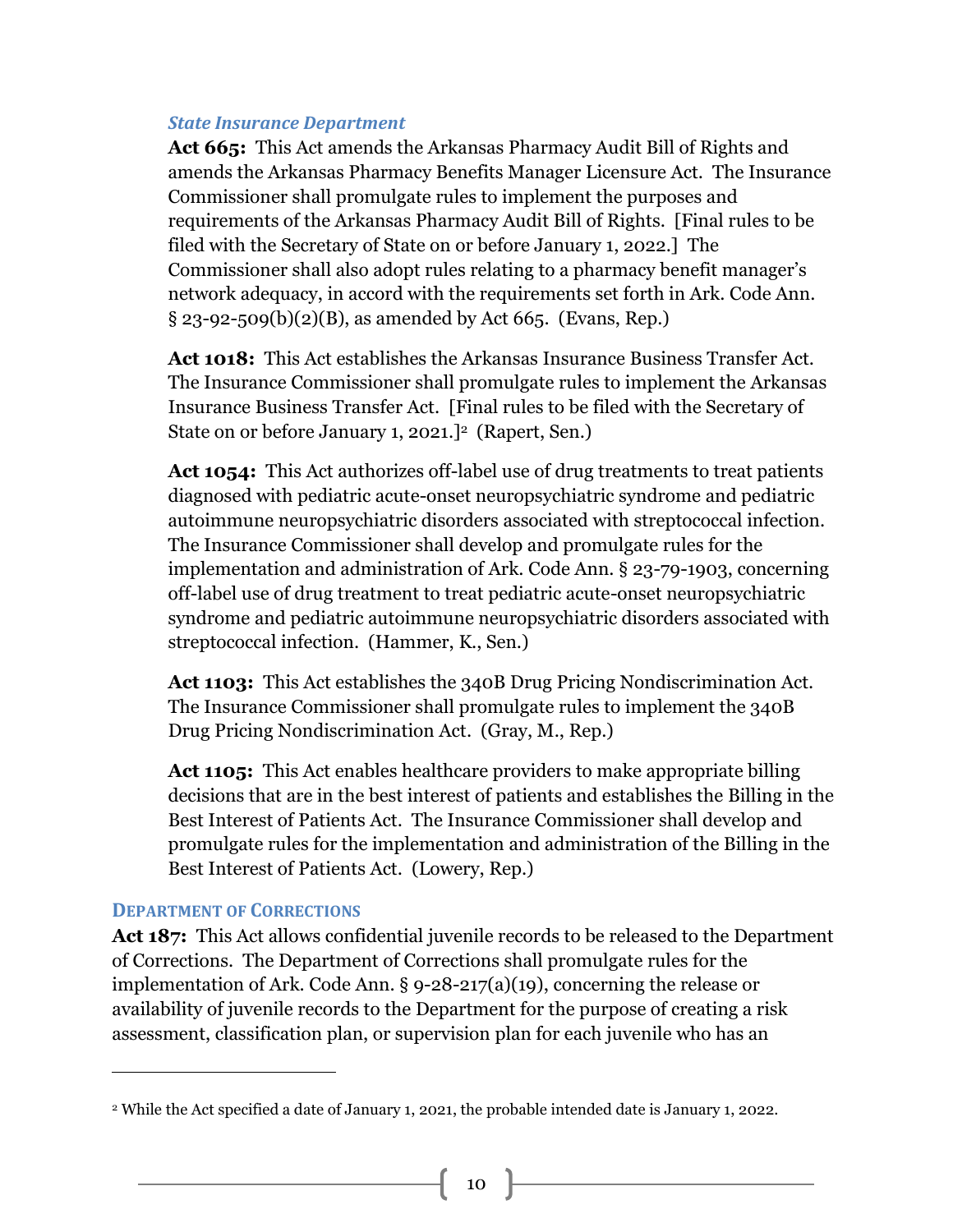### *State Insurance Department*

**Act 665:** This Act amends the Arkansas Pharmacy Audit Bill of Rights and amends the Arkansas Pharmacy Benefits Manager Licensure Act. The Insurance Commissioner shall promulgate rules to implement the purposes and requirements of the Arkansas Pharmacy Audit Bill of Rights. [Final rules to be filed with the Secretary of State on or before January 1, 2022.] The Commissioner shall also adopt rules relating to a pharmacy benefit manager's network adequacy, in accord with the requirements set forth in Ark. Code Ann. § 23-92-509(b)(2)(B), as amended by Act 665. (Evans, Rep.)

**Act 1018:** This Act establishes the Arkansas Insurance Business Transfer Act. The Insurance Commissioner shall promulgate rules to implement the Arkansas Insurance Business Transfer Act. [Final rules to be filed with the Secretary of State on or before January 1, 2021.][2] (Rapert, Sen.)

**Act 1054:** This Act authorizes off-label use of drug treatments to treat patients diagnosed with pediatric acute-onset neuropsychiatric syndrome and pediatric autoimmune neuropsychiatric disorders associated with streptococcal infection. The Insurance Commissioner shall develop and promulgate rules for the implementation and administration of Ark. Code Ann. § 23-79-1903, concerning off-label use of drug treatment to treat pediatric acute-onset neuropsychiatric syndrome and pediatric autoimmune neuropsychiatric disorders associated with streptococcal infection. (Hammer, K., Sen.)

**Act 1103:** This Act establishes the 340B Drug Pricing Nondiscrimination Act. The Insurance Commissioner shall promulgate rules to implement the 340B Drug Pricing Nondiscrimination Act. (Gray, M., Rep.)

**Act 1105:** This Act enables healthcare providers to make appropriate billing decisions that are in the best interest of patients and establishes the Billing in the Best Interest of Patients Act. The Insurance Commissioner shall develop and promulgate rules for the implementation and administration of the Billing in the Best Interest of Patients Act. (Lowery, Rep.)

## DEPARTMENT OF CORRECTIONS

**Act 187:** This Act allows confidential juvenile records to be released to the Department of Corrections. The Department of Corrections shall promulgate rules for the implementation of Ark. Code Ann. § 9-28-217(a)(19), concerning the release or availability of juvenile records to the Department for the purpose of creating a risk assessment, classification plan, or supervision plan for each juvenile who has an

---

[2] While the Act specified a date of January 1, 2021, the probable intended date is January 1, 2022.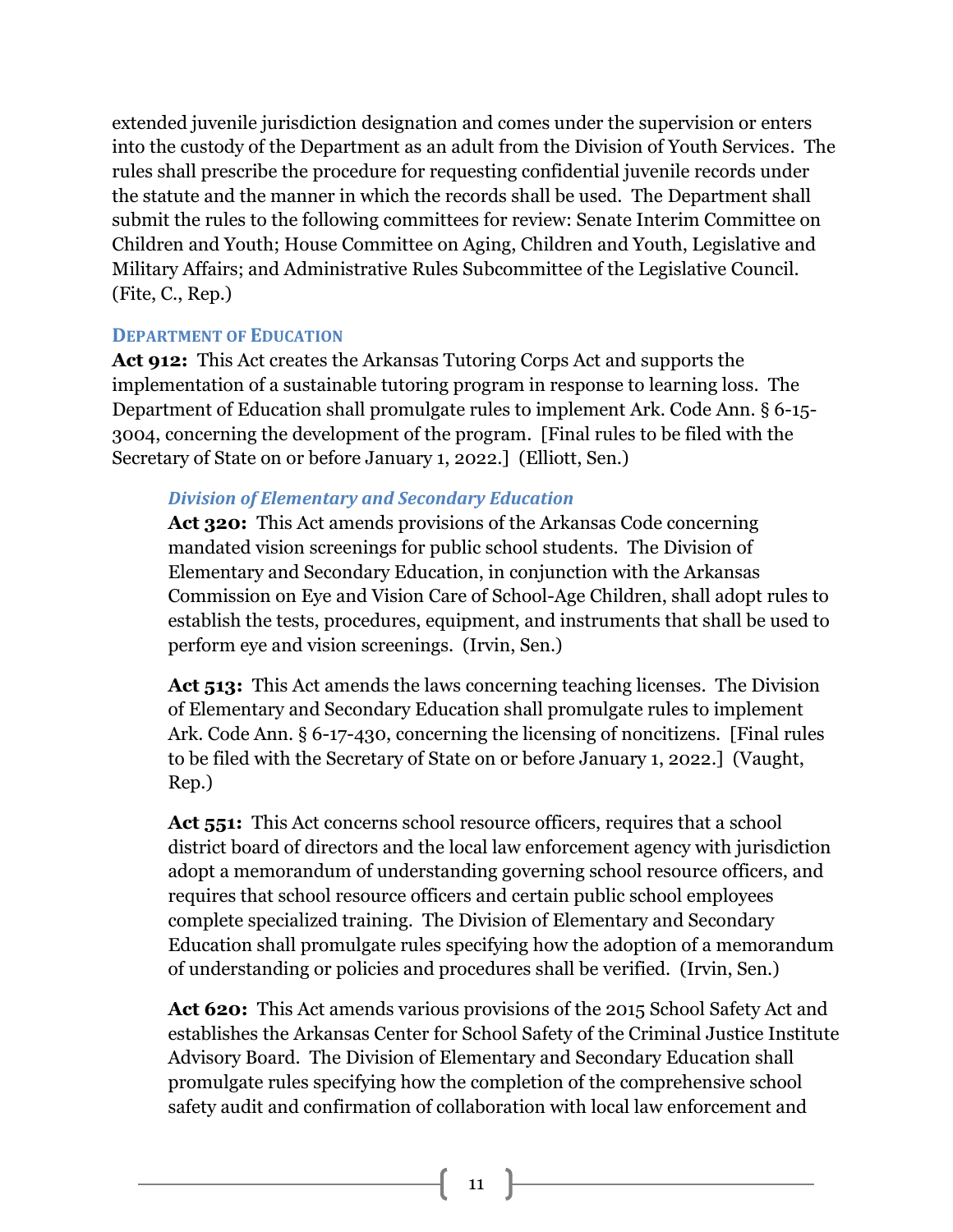extended juvenile jurisdiction designation and comes under the supervision or enters into the custody of the Department as an adult from the Division of Youth Services. The rules shall prescribe the procedure for requesting confidential juvenile records under the statute and the manner in which the records shall be used. The Department shall submit the rules to the following committees for review: Senate Interim Committee on Children and Youth; House Committee on Aging, Children and Youth, Legislative and Military Affairs; and Administrative Rules Subcommittee of the Legislative Council. (Fite, C., Rep.)

## DEPARTMENT OF EDUCATION

**Act 912:** This Act creates the Arkansas Tutoring Corps Act and supports the implementation of a sustainable tutoring program in response to learning loss. The Department of Education shall promulgate rules to implement Ark. Code Ann. § 6-15-3004, concerning the development of the program. [Final rules to be filed with the Secretary of State on or before January 1, 2022.] (Elliott, Sen.)

### *Division of Elementary and Secondary Education*

**Act 320:** This Act amends provisions of the Arkansas Code concerning mandated vision screenings for public school students. The Division of Elementary and Secondary Education, in conjunction with the Arkansas Commission on Eye and Vision Care of School-Age Children, shall adopt rules to establish the tests, procedures, equipment, and instruments that shall be used to perform eye and vision screenings. (Irvin, Sen.)

**Act 513:** This Act amends the laws concerning teaching licenses. The Division of Elementary and Secondary Education shall promulgate rules to implement Ark. Code Ann. § 6-17-430, concerning the licensing of noncitizens. [Final rules to be filed with the Secretary of State on or before January 1, 2022.] (Vaught, Rep.)

**Act 551:** This Act concerns school resource officers, requires that a school district board of directors and the local law enforcement agency with jurisdiction adopt a memorandum of understanding governing school resource officers, and requires that school resource officers and certain public school employees complete specialized training. The Division of Elementary and Secondary Education shall promulgate rules specifying how the adoption of a memorandum of understanding or policies and procedures shall be verified. (Irvin, Sen.)

**Act 620:** This Act amends various provisions of the 2015 School Safety Act and establishes the Arkansas Center for School Safety of the Criminal Justice Institute Advisory Board. The Division of Elementary and Secondary Education shall promulgate rules specifying how the completion of the comprehensive school safety audit and confirmation of collaboration with local law enforcement and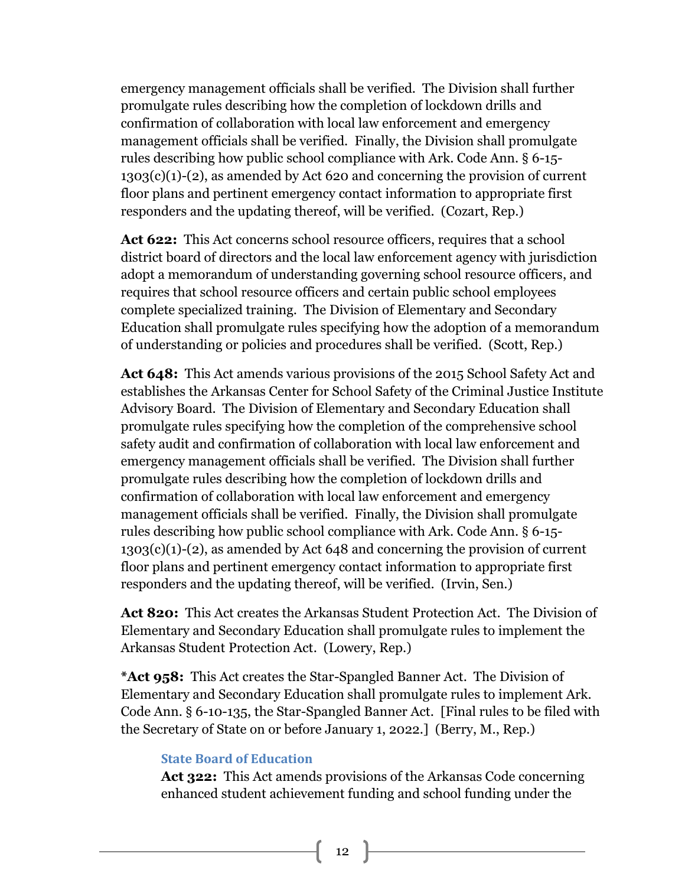emergency management officials shall be verified. The Division shall further promulgate rules describing how the completion of lockdown drills and confirmation of collaboration with local law enforcement and emergency management officials shall be verified. Finally, the Division shall promulgate rules describing how public school compliance with Ark. Code Ann. § 6-15-1303(c)(1)-(2), as amended by Act 620 and concerning the provision of current floor plans and pertinent emergency contact information to appropriate first responders and the updating thereof, will be verified. (Cozart, Rep.)

**Act 622:** This Act concerns school resource officers, requires that a school district board of directors and the local law enforcement agency with jurisdiction adopt a memorandum of understanding governing school resource officers, and requires that school resource officers and certain public school employees complete specialized training. The Division of Elementary and Secondary Education shall promulgate rules specifying how the adoption of a memorandum of understanding or policies and procedures shall be verified. (Scott, Rep.)

**Act 648:** This Act amends various provisions of the 2015 School Safety Act and establishes the Arkansas Center for School Safety of the Criminal Justice Institute Advisory Board. The Division of Elementary and Secondary Education shall promulgate rules specifying how the completion of the comprehensive school safety audit and confirmation of collaboration with local law enforcement and emergency management officials shall be verified. The Division shall further promulgate rules describing how the completion of lockdown drills and confirmation of collaboration with local law enforcement and emergency management officials shall be verified. Finally, the Division shall promulgate rules describing how public school compliance with Ark. Code Ann. § 6-15-1303(c)(1)-(2), as amended by Act 648 and concerning the provision of current floor plans and pertinent emergency contact information to appropriate first responders and the updating thereof, will be verified. (Irvin, Sen.)

**Act 820:** This Act creates the Arkansas Student Protection Act. The Division of Elementary and Secondary Education shall promulgate rules to implement the Arkansas Student Protection Act. (Lowery, Rep.)

***Act 958:** This Act creates the Star-Spangled Banner Act. The Division of Elementary and Secondary Education shall promulgate rules to implement Ark. Code Ann. § 6-10-135, the Star-Spangled Banner Act. [Final rules to be filed with the Secretary of State on or before January 1, 2022.] (Berry, M., Rep.)

### State Board of Education

**Act 322:** This Act amends provisions of the Arkansas Code concerning enhanced student achievement funding and school funding under the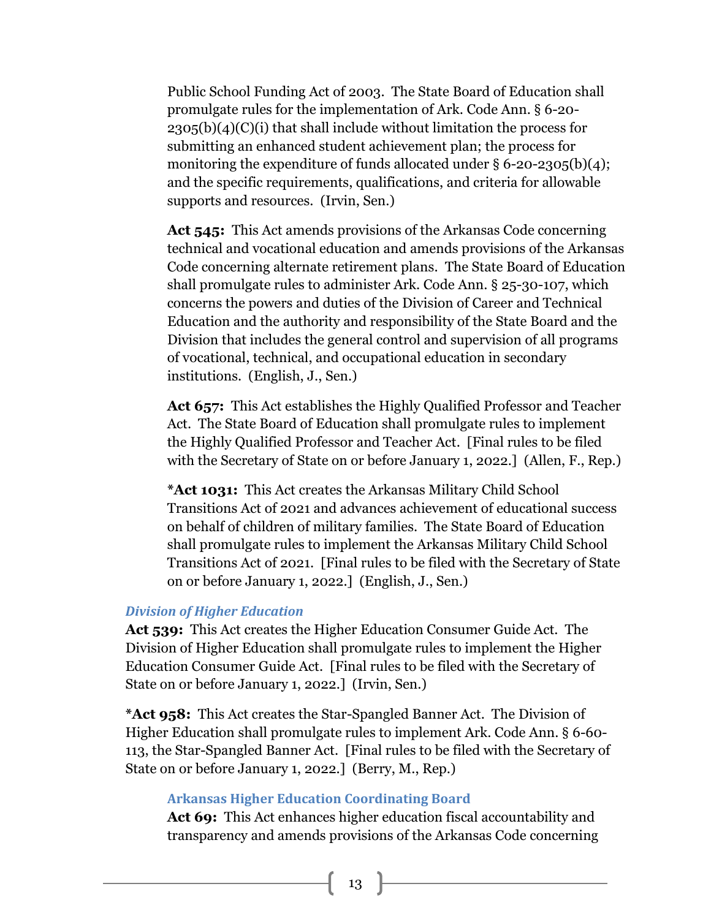Public School Funding Act of 2003. The State Board of Education shall promulgate rules for the implementation of Ark. Code Ann. § 6-20-2305(b)(4)(C)(i) that shall include without limitation the process for submitting an enhanced student achievement plan; the process for monitoring the expenditure of funds allocated under § 6-20-2305(b)(4); and the specific requirements, qualifications, and criteria for allowable supports and resources. (Irvin, Sen.)

**Act 545:** This Act amends provisions of the Arkansas Code concerning technical and vocational education and amends provisions of the Arkansas Code concerning alternate retirement plans. The State Board of Education shall promulgate rules to administer Ark. Code Ann. § 25-30-107, which concerns the powers and duties of the Division of Career and Technical Education and the authority and responsibility of the State Board and the Division that includes the general control and supervision of all programs of vocational, technical, and occupational education in secondary institutions. (English, J., Sen.)

**Act 657:** This Act establishes the Highly Qualified Professor and Teacher Act. The State Board of Education shall promulgate rules to implement the Highly Qualified Professor and Teacher Act. [Final rules to be filed with the Secretary of State on or before January 1, 2022.] (Allen, F., Rep.)

***Act 1031:** This Act creates the Arkansas Military Child School Transitions Act of 2021 and advances achievement of educational success on behalf of children of military families. The State Board of Education shall promulgate rules to implement the Arkansas Military Child School Transitions Act of 2021. [Final rules to be filed with the Secretary of State on or before January 1, 2022.] (English, J., Sen.)

### *Division of Higher Education*

**Act 539:** This Act creates the Higher Education Consumer Guide Act. The Division of Higher Education shall promulgate rules to implement the Higher Education Consumer Guide Act. [Final rules to be filed with the Secretary of State on or before January 1, 2022.] (Irvin, Sen.)

***Act 958:** This Act creates the Star-Spangled Banner Act. The Division of Higher Education shall promulgate rules to implement Ark. Code Ann. § 6-60-113, the Star-Spangled Banner Act. [Final rules to be filed with the Secretary of State on or before January 1, 2022.] (Berry, M., Rep.)

#### Arkansas Higher Education Coordinating Board

**Act 69:** This Act enhances higher education fiscal accountability and transparency and amends provisions of the Arkansas Code concerning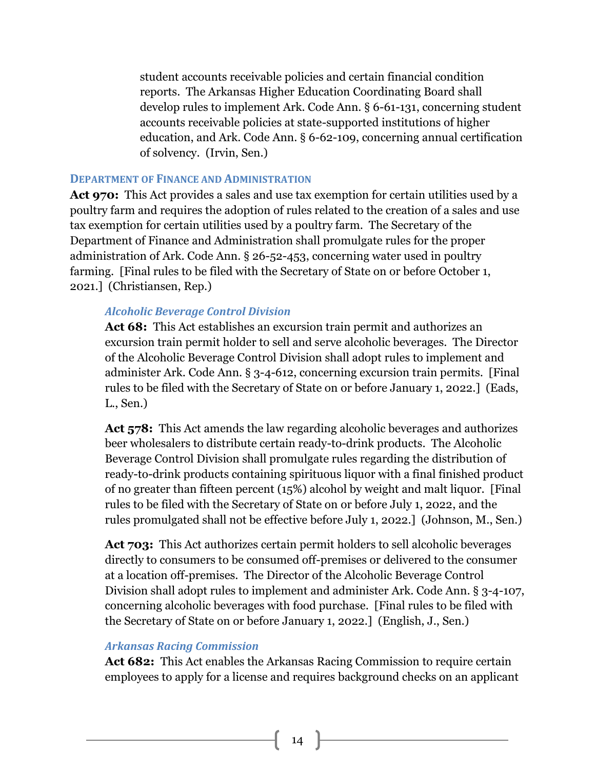student accounts receivable policies and certain financial condition reports. The Arkansas Higher Education Coordinating Board shall develop rules to implement Ark. Code Ann. § 6-61-131, concerning student accounts receivable policies at state-supported institutions of higher education, and Ark. Code Ann. § 6-62-109, concerning annual certification of solvency. (Irvin, Sen.)

## DEPARTMENT OF FINANCE AND ADMINISTRATION

**Act 970:** This Act provides a sales and use tax exemption for certain utilities used by a poultry farm and requires the adoption of rules related to the creation of a sales and use tax exemption for certain utilities used by a poultry farm. The Secretary of the Department of Finance and Administration shall promulgate rules for the proper administration of Ark. Code Ann. § 26-52-453, concerning water used in poultry farming. [Final rules to be filed with the Secretary of State on or before October 1, 2021.] (Christiansen, Rep.)

### *Alcoholic Beverage Control Division*

**Act 68:** This Act establishes an excursion train permit and authorizes an excursion train permit holder to sell and serve alcoholic beverages. The Director of the Alcoholic Beverage Control Division shall adopt rules to implement and administer Ark. Code Ann. § 3-4-612, concerning excursion train permits. [Final rules to be filed with the Secretary of State on or before January 1, 2022.] (Eads, L., Sen.)

**Act 578:** This Act amends the law regarding alcoholic beverages and authorizes beer wholesalers to distribute certain ready-to-drink products. The Alcoholic Beverage Control Division shall promulgate rules regarding the distribution of ready-to-drink products containing spirituous liquor with a final finished product of no greater than fifteen percent (15%) alcohol by weight and malt liquor. [Final rules to be filed with the Secretary of State on or before July 1, 2022, and the rules promulgated shall not be effective before July 1, 2022.] (Johnson, M., Sen.)

**Act 703:** This Act authorizes certain permit holders to sell alcoholic beverages directly to consumers to be consumed off-premises or delivered to the consumer at a location off-premises. The Director of the Alcoholic Beverage Control Division shall adopt rules to implement and administer Ark. Code Ann. § 3-4-107, concerning alcoholic beverages with food purchase. [Final rules to be filed with the Secretary of State on or before January 1, 2022.] (English, J., Sen.)

### *Arkansas Racing Commission*

**Act 682:** This Act enables the Arkansas Racing Commission to require certain employees to apply for a license and requires background checks on an applicant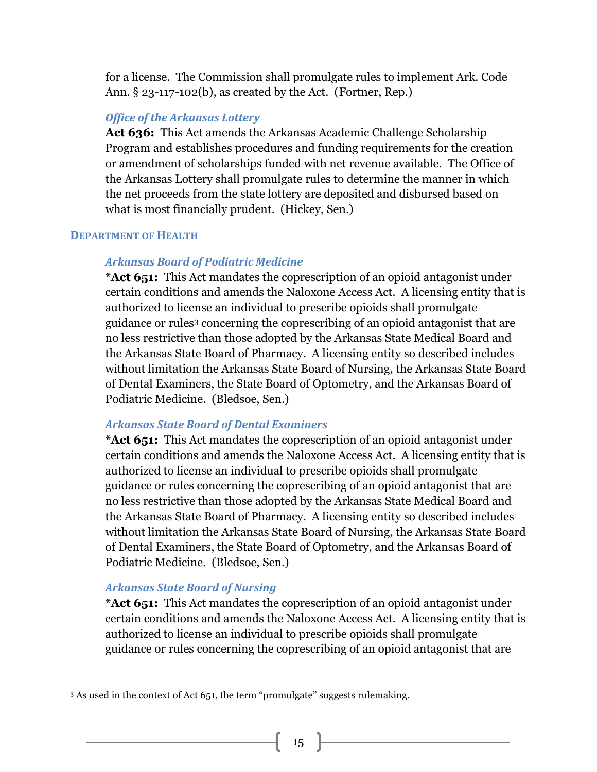for a license. The Commission shall promulgate rules to implement Ark. Code Ann. § 23-117-102(b), as created by the Act. (Fortner, Rep.)

### *Office of the Arkansas Lottery*

**Act 636:** This Act amends the Arkansas Academic Challenge Scholarship Program and establishes procedures and funding requirements for the creation or amendment of scholarships funded with net revenue available. The Office of the Arkansas Lottery shall promulgate rules to determine the manner in which the net proceeds from the state lottery are deposited and disbursed based on what is most financially prudent. (Hickey, Sen.)

## DEPARTMENT OF HEALTH

### *Arkansas Board of Podiatric Medicine*

***Act 651:** This Act mandates the coprescription of an opioid antagonist under certain conditions and amends the Naloxone Access Act. A licensing entity that is authorized to license an individual to prescribe opioids shall promulgate guidance or rules[3] concerning the coprescribing of an opioid antagonist that are no less restrictive than those adopted by the Arkansas State Medical Board and the Arkansas State Board of Pharmacy. A licensing entity so described includes without limitation the Arkansas State Board of Nursing, the Arkansas State Board of Dental Examiners, the State Board of Optometry, and the Arkansas Board of Podiatric Medicine. (Bledsoe, Sen.)

### *Arkansas State Board of Dental Examiners*

***Act 651:** This Act mandates the coprescription of an opioid antagonist under certain conditions and amends the Naloxone Access Act. A licensing entity that is authorized to license an individual to prescribe opioids shall promulgate guidance or rules concerning the coprescribing of an opioid antagonist that are no less restrictive than those adopted by the Arkansas State Medical Board and the Arkansas State Board of Pharmacy. A licensing entity so described includes without limitation the Arkansas State Board of Nursing, the Arkansas State Board of Dental Examiners, the State Board of Optometry, and the Arkansas Board of Podiatric Medicine. (Bledsoe, Sen.)

### *Arkansas State Board of Nursing*

***Act 651:** This Act mandates the coprescription of an opioid antagonist under certain conditions and amends the Naloxone Access Act. A licensing entity that is authorized to license an individual to prescribe opioids shall promulgate guidance or rules concerning the coprescribing of an opioid antagonist that are

---

[3] As used in the context of Act 651, the term "promulgate" suggests rulemaking.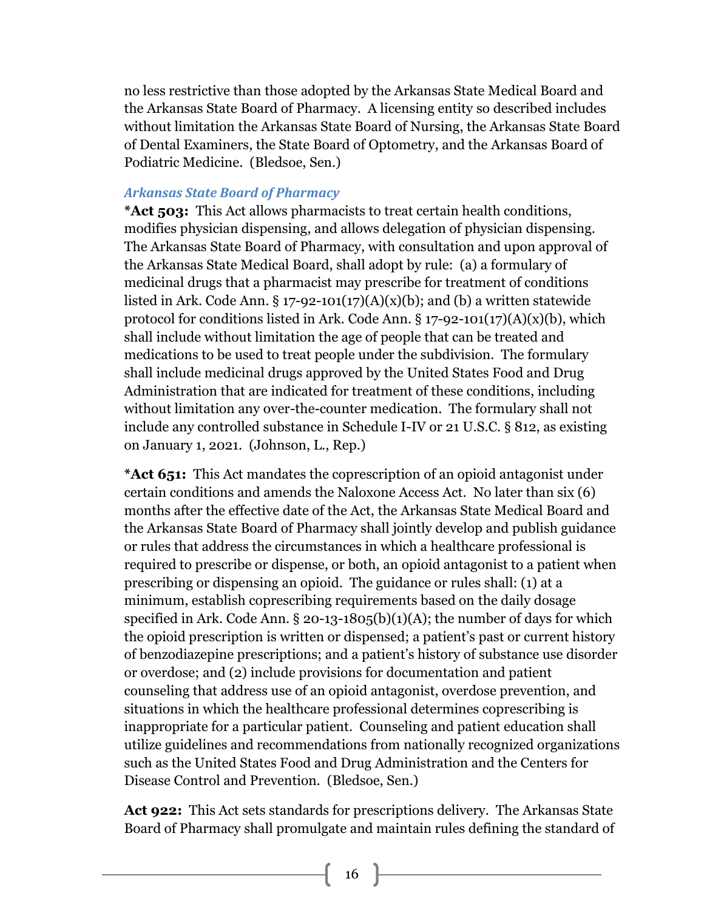no less restrictive than those adopted by the Arkansas State Medical Board and the Arkansas State Board of Pharmacy. A licensing entity so described includes without limitation the Arkansas State Board of Nursing, the Arkansas State Board of Dental Examiners, the State Board of Optometry, and the Arkansas Board of Podiatric Medicine. (Bledsoe, Sen.)

### *Arkansas State Board of Pharmacy*

***Act 503:** This Act allows pharmacists to treat certain health conditions, modifies physician dispensing, and allows delegation of physician dispensing. The Arkansas State Board of Pharmacy, with consultation and upon approval of the Arkansas State Medical Board, shall adopt by rule: (a) a formulary of medicinal drugs that a pharmacist may prescribe for treatment of conditions listed in Ark. Code Ann. § 17-92-101(17)(A)(x)(b); and (b) a written statewide protocol for conditions listed in Ark. Code Ann. § 17-92-101(17)(A)(x)(b), which shall include without limitation the age of people that can be treated and medications to be used to treat people under the subdivision. The formulary shall include medicinal drugs approved by the United States Food and Drug Administration that are indicated for treatment of these conditions, including without limitation any over-the-counter medication. The formulary shall not include any controlled substance in Schedule I-IV or 21 U.S.C. § 812, as existing on January 1, 2021. (Johnson, L., Rep.)

***Act 651:** This Act mandates the coprescription of an opioid antagonist under certain conditions and amends the Naloxone Access Act. No later than six (6) months after the effective date of the Act, the Arkansas State Medical Board and the Arkansas State Board of Pharmacy shall jointly develop and publish guidance or rules that address the circumstances in which a healthcare professional is required to prescribe or dispense, or both, an opioid antagonist to a patient when prescribing or dispensing an opioid. The guidance or rules shall: (1) at a minimum, establish coprescribing requirements based on the daily dosage specified in Ark. Code Ann. § 20-13-1805(b)(1)(A); the number of days for which the opioid prescription is written or dispensed; a patient's past or current history of benzodiazepine prescriptions; and a patient's history of substance use disorder or overdose; and (2) include provisions for documentation and patient counseling that address use of an opioid antagonist, overdose prevention, and situations in which the healthcare professional determines coprescribing is inappropriate for a particular patient. Counseling and patient education shall utilize guidelines and recommendations from nationally recognized organizations such as the United States Food and Drug Administration and the Centers for Disease Control and Prevention. (Bledsoe, Sen.)

**Act 922:** This Act sets standards for prescriptions delivery. The Arkansas State Board of Pharmacy shall promulgate and maintain rules defining the standard of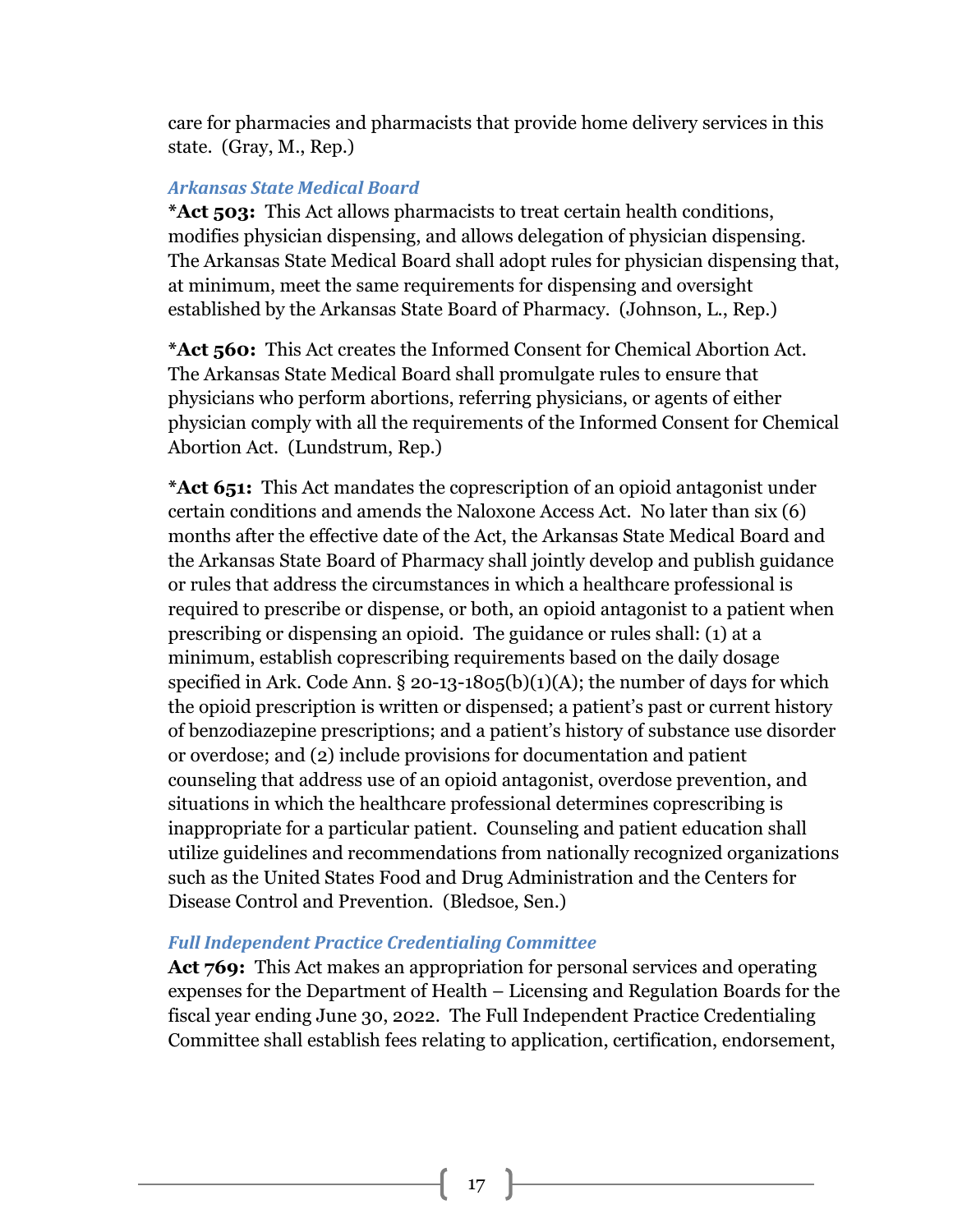care for pharmacies and pharmacists that provide home delivery services in this state. (Gray, M., Rep.)

### *Arkansas State Medical Board*

***Act 503:** This Act allows pharmacists to treat certain health conditions, modifies physician dispensing, and allows delegation of physician dispensing. The Arkansas State Medical Board shall adopt rules for physician dispensing that, at minimum, meet the same requirements for dispensing and oversight established by the Arkansas State Board of Pharmacy. (Johnson, L., Rep.)

***Act 560:** This Act creates the Informed Consent for Chemical Abortion Act. The Arkansas State Medical Board shall promulgate rules to ensure that physicians who perform abortions, referring physicians, or agents of either physician comply with all the requirements of the Informed Consent for Chemical Abortion Act. (Lundstrum, Rep.)

***Act 651:** This Act mandates the coprescription of an opioid antagonist under certain conditions and amends the Naloxone Access Act. No later than six (6) months after the effective date of the Act, the Arkansas State Medical Board and the Arkansas State Board of Pharmacy shall jointly develop and publish guidance or rules that address the circumstances in which a healthcare professional is required to prescribe or dispense, or both, an opioid antagonist to a patient when prescribing or dispensing an opioid. The guidance or rules shall: (1) at a minimum, establish coprescribing requirements based on the daily dosage specified in Ark. Code Ann. § 20-13-1805(b)(1)(A); the number of days for which the opioid prescription is written or dispensed; a patient's past or current history of benzodiazepine prescriptions; and a patient's history of substance use disorder or overdose; and (2) include provisions for documentation and patient counseling that address use of an opioid antagonist, overdose prevention, and situations in which the healthcare professional determines coprescribing is inappropriate for a particular patient. Counseling and patient education shall utilize guidelines and recommendations from nationally recognized organizations such as the United States Food and Drug Administration and the Centers for Disease Control and Prevention. (Bledsoe, Sen.)

### *Full Independent Practice Credentialing Committee*

**Act 769:** This Act makes an appropriation for personal services and operating expenses for the Department of Health – Licensing and Regulation Boards for the fiscal year ending June 30, 2022. The Full Independent Practice Credentialing Committee shall establish fees relating to application, certification, endorsement,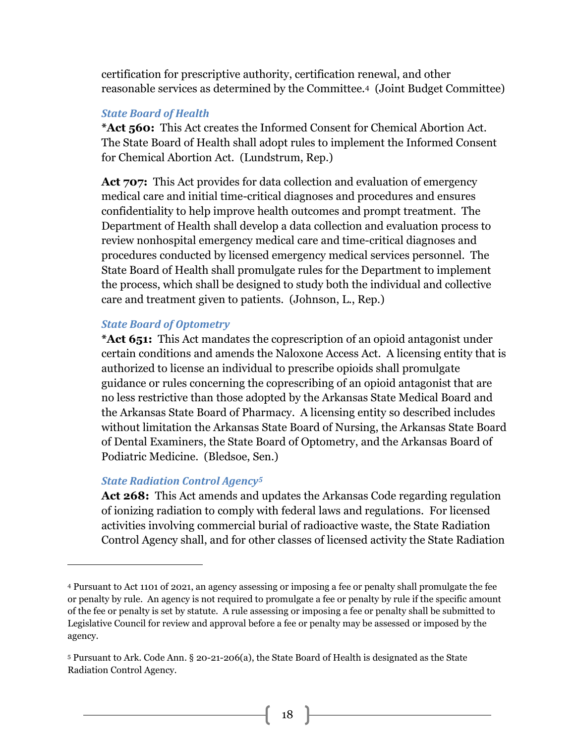certification for prescriptive authority, certification renewal, and other reasonable services as determined by the Committee.[4] (Joint Budget Committee)

### *State Board of Health*

***Act 560:** This Act creates the Informed Consent for Chemical Abortion Act. The State Board of Health shall adopt rules to implement the Informed Consent for Chemical Abortion Act. (Lundstrum, Rep.)

**Act 707:** This Act provides for data collection and evaluation of emergency medical care and initial time-critical diagnoses and procedures and ensures confidentiality to help improve health outcomes and prompt treatment. The Department of Health shall develop a data collection and evaluation process to review nonhospital emergency medical care and time-critical diagnoses and procedures conducted by licensed emergency medical services personnel. The State Board of Health shall promulgate rules for the Department to implement the process, which shall be designed to study both the individual and collective care and treatment given to patients. (Johnson, L., Rep.)

### *State Board of Optometry*

***Act 651:** This Act mandates the coprescription of an opioid antagonist under certain conditions and amends the Naloxone Access Act. A licensing entity that is authorized to license an individual to prescribe opioids shall promulgate guidance or rules concerning the coprescribing of an opioid antagonist that are no less restrictive than those adopted by the Arkansas State Medical Board and the Arkansas State Board of Pharmacy. A licensing entity so described includes without limitation the Arkansas State Board of Nursing, the Arkansas State Board of Dental Examiners, the State Board of Optometry, and the Arkansas Board of Podiatric Medicine. (Bledsoe, Sen.)

### *State Radiation Control Agency[5]*

**Act 268:** This Act amends and updates the Arkansas Code regarding regulation of ionizing radiation to comply with federal laws and regulations. For licensed activities involving commercial burial of radioactive waste, the State Radiation Control Agency shall, and for other classes of licensed activity the State Radiation

---

[4] Pursuant to Act 1101 of 2021, an agency assessing or imposing a fee or penalty shall promulgate the fee or penalty by rule. An agency is not required to promulgate a fee or penalty by rule if the specific amount of the fee or penalty is set by statute. A rule assessing or imposing a fee or penalty shall be submitted to Legislative Council for review and approval before a fee or penalty may be assessed or imposed by the agency.

[5] Pursuant to Ark. Code Ann. § 20-21-206(a), the State Board of Health is designated as the State Radiation Control Agency.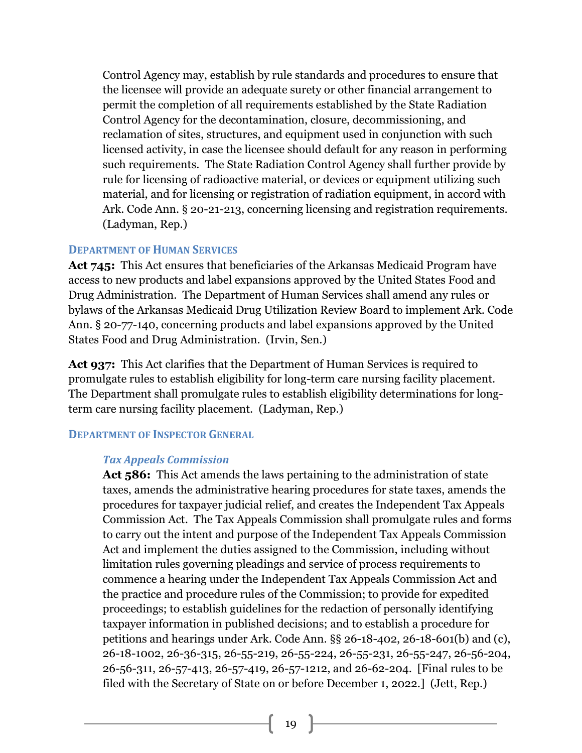Control Agency may, establish by rule standards and procedures to ensure that the licensee will provide an adequate surety or other financial arrangement to permit the completion of all requirements established by the State Radiation Control Agency for the decontamination, closure, decommissioning, and reclamation of sites, structures, and equipment used in conjunction with such licensed activity, in case the licensee should default for any reason in performing such requirements. The State Radiation Control Agency shall further provide by rule for licensing of radioactive material, or devices or equipment utilizing such material, and for licensing or registration of radiation equipment, in accord with Ark. Code Ann. § 20-21-213, concerning licensing and registration requirements. (Ladyman, Rep.)

### DEPARTMENT OF HUMAN SERVICES

**Act 745:** This Act ensures that beneficiaries of the Arkansas Medicaid Program have access to new products and label expansions approved by the United States Food and Drug Administration. The Department of Human Services shall amend any rules or bylaws of the Arkansas Medicaid Drug Utilization Review Board to implement Ark. Code Ann. § 20-77-140, concerning products and label expansions approved by the United States Food and Drug Administration. (Irvin, Sen.)

**Act 937:** This Act clarifies that the Department of Human Services is required to promulgate rules to establish eligibility for long-term care nursing facility placement. The Department shall promulgate rules to establish eligibility determinations for long-term care nursing facility placement. (Ladyman, Rep.)

### DEPARTMENT OF INSPECTOR GENERAL

#### *Tax Appeals Commission*

**Act 586:** This Act amends the laws pertaining to the administration of state taxes, amends the administrative hearing procedures for state taxes, amends the procedures for taxpayer judicial relief, and creates the Independent Tax Appeals Commission Act. The Tax Appeals Commission shall promulgate rules and forms to carry out the intent and purpose of the Independent Tax Appeals Commission Act and implement the duties assigned to the Commission, including without limitation rules governing pleadings and service of process requirements to commence a hearing under the Independent Tax Appeals Commission Act and the practice and procedure rules of the Commission; to provide for expedited proceedings; to establish guidelines for the redaction of personally identifying taxpayer information in published decisions; and to establish a procedure for petitions and hearings under Ark. Code Ann. §§ 26-18-402, 26-18-601(b) and (c), 26-18-1002, 26-36-315, 26-55-219, 26-55-224, 26-55-231, 26-55-247, 26-56-204, 26-56-311, 26-57-413, 26-57-419, 26-57-1212, and 26-62-204. [Final rules to be filed with the Secretary of State on or before December 1, 2022.] (Jett, Rep.)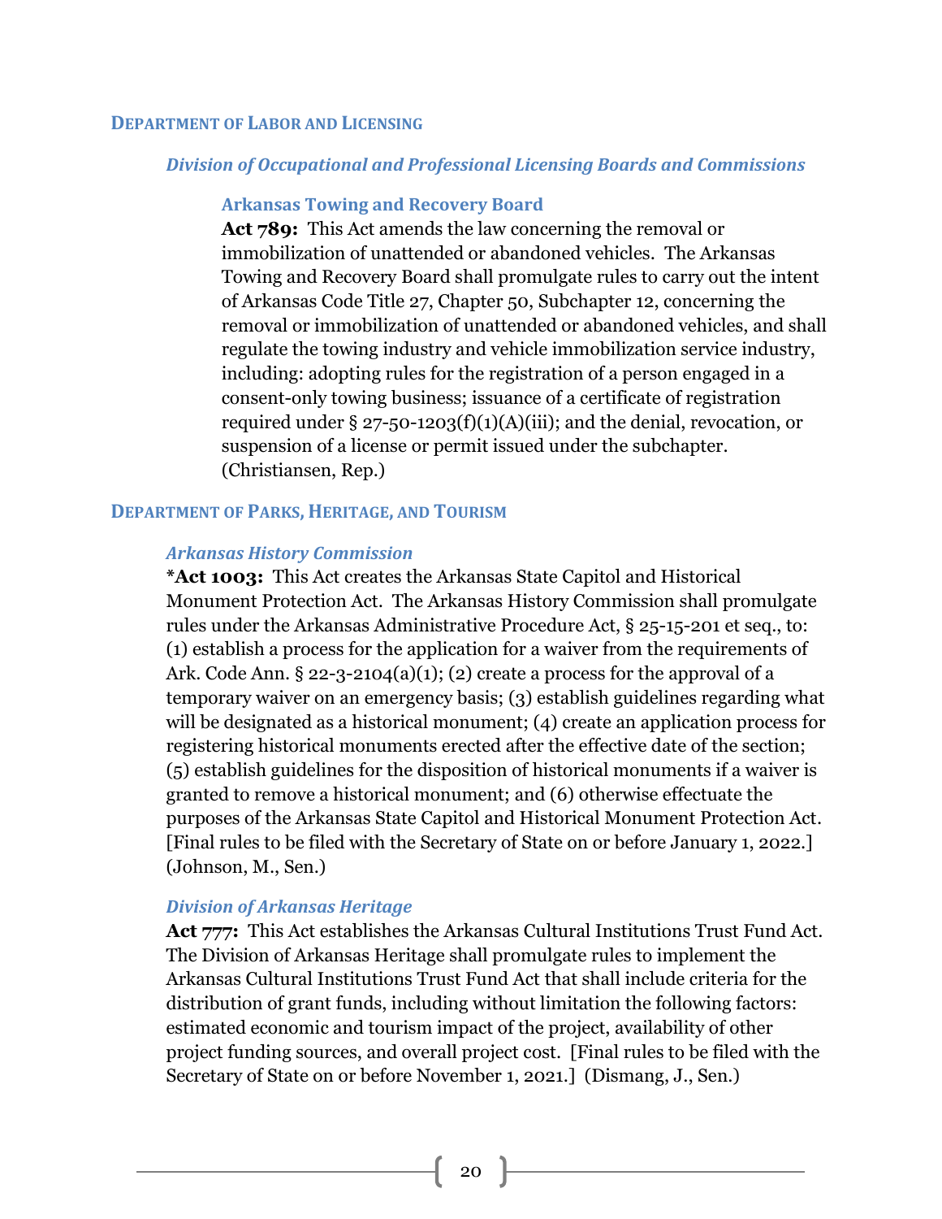## Department of Labor and Licensing

### *Division of Occupational and Professional Licensing Boards and Commissions*

#### Arkansas Towing and Recovery Board

**Act 789:** This Act amends the law concerning the removal or immobilization of unattended or abandoned vehicles. The Arkansas Towing and Recovery Board shall promulgate rules to carry out the intent of Arkansas Code Title 27, Chapter 50, Subchapter 12, concerning the removal or immobilization of unattended or abandoned vehicles, and shall regulate the towing industry and vehicle immobilization service industry, including: adopting rules for the registration of a person engaged in a consent-only towing business; issuance of a certificate of registration required under § 27-50-1203(f)(1)(A)(iii); and the denial, revocation, or suspension of a license or permit issued under the subchapter. (Christiansen, Rep.)

## Department of Parks, Heritage, and Tourism

### *Arkansas History Commission*

***Act 1003:** This Act creates the Arkansas State Capitol and Historical Monument Protection Act. The Arkansas History Commission shall promulgate rules under the Arkansas Administrative Procedure Act, § 25-15-201 et seq., to: (1) establish a process for the application for a waiver from the requirements of Ark. Code Ann. § 22-3-2104(a)(1); (2) create a process for the approval of a temporary waiver on an emergency basis; (3) establish guidelines regarding what will be designated as a historical monument; (4) create an application process for registering historical monuments erected after the effective date of the section; (5) establish guidelines for the disposition of historical monuments if a waiver is granted to remove a historical monument; and (6) otherwise effectuate the purposes of the Arkansas State Capitol and Historical Monument Protection Act. [Final rules to be filed with the Secretary of State on or before January 1, 2022.] (Johnson, M., Sen.)

### *Division of Arkansas Heritage*

**Act 777:** This Act establishes the Arkansas Cultural Institutions Trust Fund Act. The Division of Arkansas Heritage shall promulgate rules to implement the Arkansas Cultural Institutions Trust Fund Act that shall include criteria for the distribution of grant funds, including without limitation the following factors: estimated economic and tourism impact of the project, availability of other project funding sources, and overall project cost. [Final rules to be filed with the Secretary of State on or before November 1, 2021.] (Dismang, J., Sen.)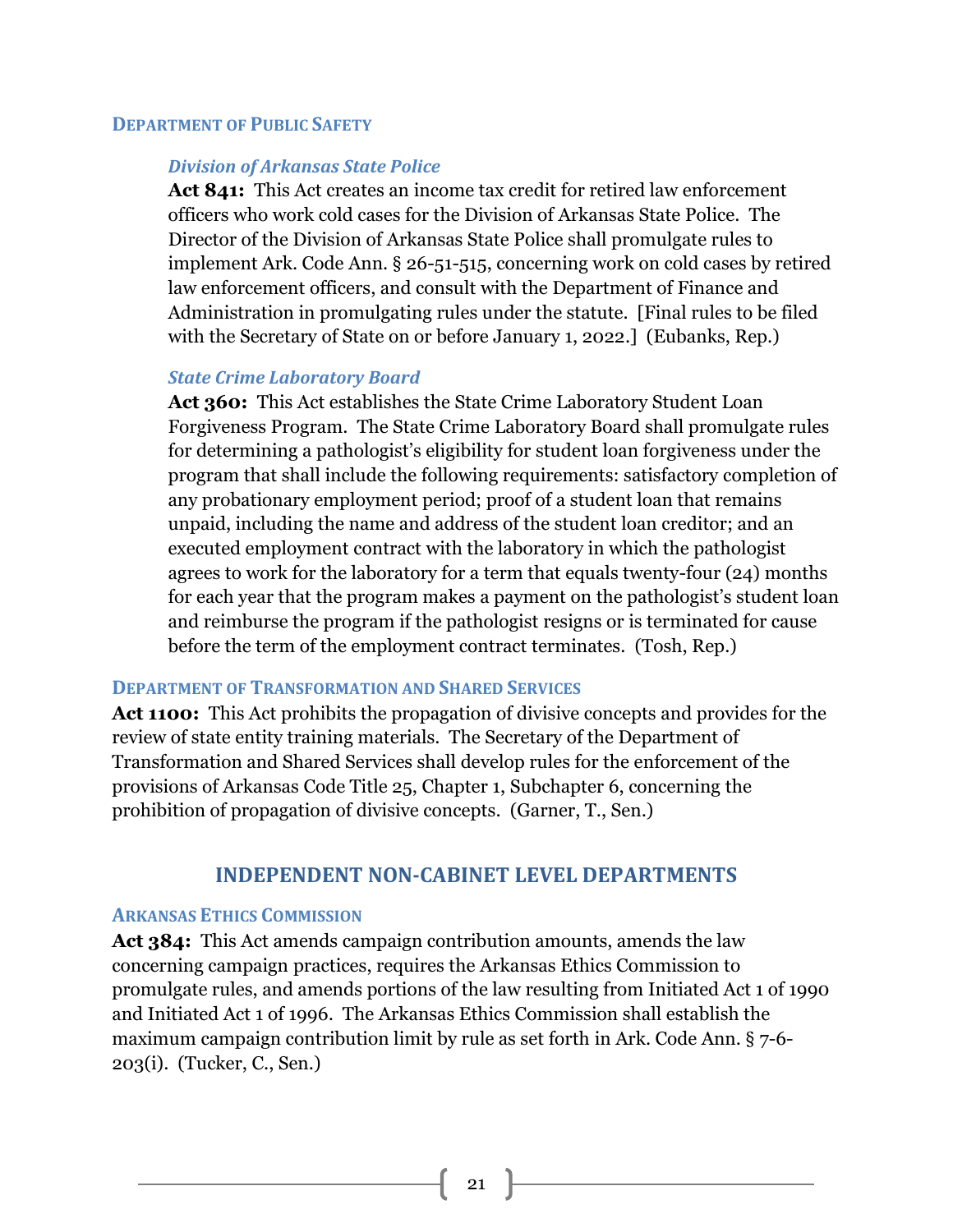### Department of Public Safety

#### *Division of Arkansas State Police*

**Act 841:** This Act creates an income tax credit for retired law enforcement officers who work cold cases for the Division of Arkansas State Police. The Director of the Division of Arkansas State Police shall promulgate rules to implement Ark. Code Ann. § 26-51-515, concerning work on cold cases by retired law enforcement officers, and consult with the Department of Finance and Administration in promulgating rules under the statute. [Final rules to be filed with the Secretary of State on or before January 1, 2022.] (Eubanks, Rep.)

#### *State Crime Laboratory Board*

**Act 360:** This Act establishes the State Crime Laboratory Student Loan Forgiveness Program. The State Crime Laboratory Board shall promulgate rules for determining a pathologist's eligibility for student loan forgiveness under the program that shall include the following requirements: satisfactory completion of any probationary employment period; proof of a student loan that remains unpaid, including the name and address of the student loan creditor; and an executed employment contract with the laboratory in which the pathologist agrees to work for the laboratory for a term that equals twenty-four (24) months for each year that the program makes a payment on the pathologist's student loan and reimburse the program if the pathologist resigns or is terminated for cause before the term of the employment contract terminates. (Tosh, Rep.)

### Department of Transformation and Shared Services

**Act 1100:** This Act prohibits the propagation of divisive concepts and provides for the review of state entity training materials. The Secretary of the Department of Transformation and Shared Services shall develop rules for the enforcement of the provisions of Arkansas Code Title 25, Chapter 1, Subchapter 6, concerning the prohibition of propagation of divisive concepts. (Garner, T., Sen.)

## INDEPENDENT NON-CABINET LEVEL DEPARTMENTS

### Arkansas Ethics Commission

**Act 384:** This Act amends campaign contribution amounts, amends the law concerning campaign practices, requires the Arkansas Ethics Commission to promulgate rules, and amends portions of the law resulting from Initiated Act 1 of 1990 and Initiated Act 1 of 1996. The Arkansas Ethics Commission shall establish the maximum campaign contribution limit by rule as set forth in Ark. Code Ann. § 7-6-203(i). (Tucker, C., Sen.)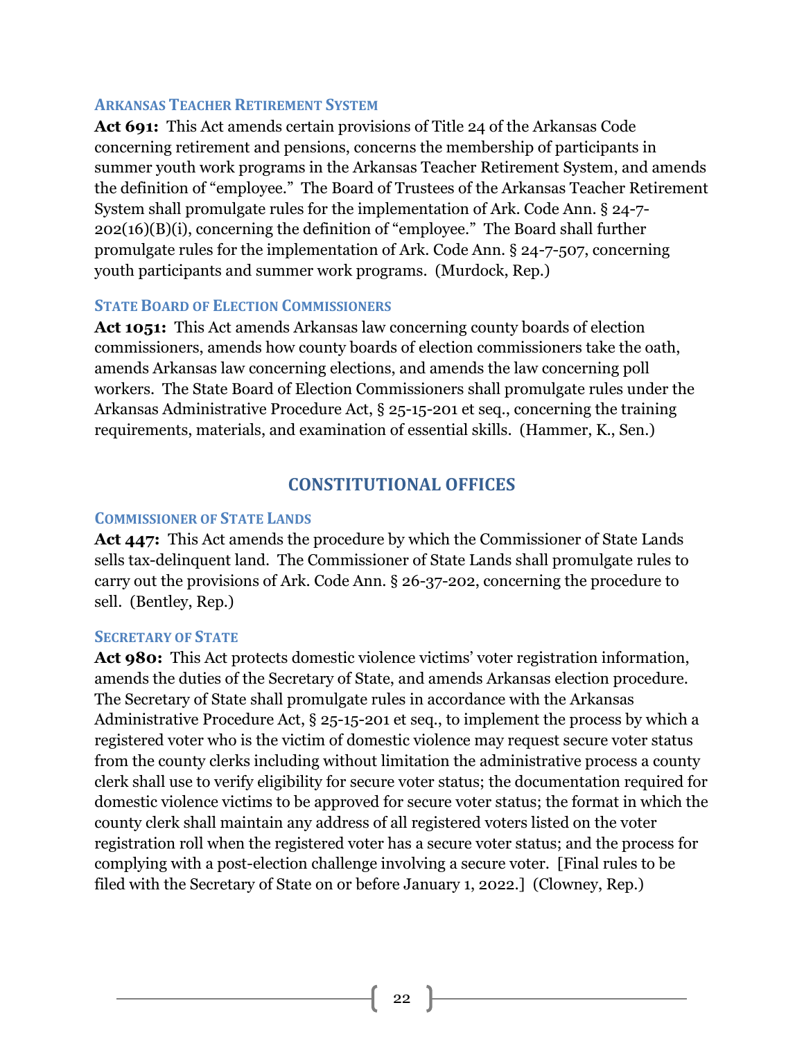### Arkansas Teacher Retirement System

**Act 691:** This Act amends certain provisions of Title 24 of the Arkansas Code concerning retirement and pensions, concerns the membership of participants in summer youth work programs in the Arkansas Teacher Retirement System, and amends the definition of "employee." The Board of Trustees of the Arkansas Teacher Retirement System shall promulgate rules for the implementation of Ark. Code Ann. § 24-7-202(16)(B)(i), concerning the definition of "employee." The Board shall further promulgate rules for the implementation of Ark. Code Ann. § 24-7-507, concerning youth participants and summer work programs. (Murdock, Rep.)

### State Board of Election Commissioners

**Act 1051:** This Act amends Arkansas law concerning county boards of election commissioners, amends how county boards of election commissioners take the oath, amends Arkansas law concerning elections, and amends the law concerning poll workers. The State Board of Election Commissioners shall promulgate rules under the Arkansas Administrative Procedure Act, § 25-15-201 et seq., concerning the training requirements, materials, and examination of essential skills. (Hammer, K., Sen.)

## CONSTITUTIONAL OFFICES

### Commissioner of State Lands

**Act 447:** This Act amends the procedure by which the Commissioner of State Lands sells tax-delinquent land. The Commissioner of State Lands shall promulgate rules to carry out the provisions of Ark. Code Ann. § 26-37-202, concerning the procedure to sell. (Bentley, Rep.)

### Secretary of State

**Act 980:** This Act protects domestic violence victims' voter registration information, amends the duties of the Secretary of State, and amends Arkansas election procedure. The Secretary of State shall promulgate rules in accordance with the Arkansas Administrative Procedure Act, § 25-15-201 et seq., to implement the process by which a registered voter who is the victim of domestic violence may request secure voter status from the county clerks including without limitation the administrative process a county clerk shall use to verify eligibility for secure voter status; the documentation required for domestic violence victims to be approved for secure voter status; the format in which the county clerk shall maintain any address of all registered voters listed on the voter registration roll when the registered voter has a secure voter status; and the process for complying with a post-election challenge involving a secure voter. [Final rules to be filed with the Secretary of State on or before January 1, 2022.] (Clowney, Rep.)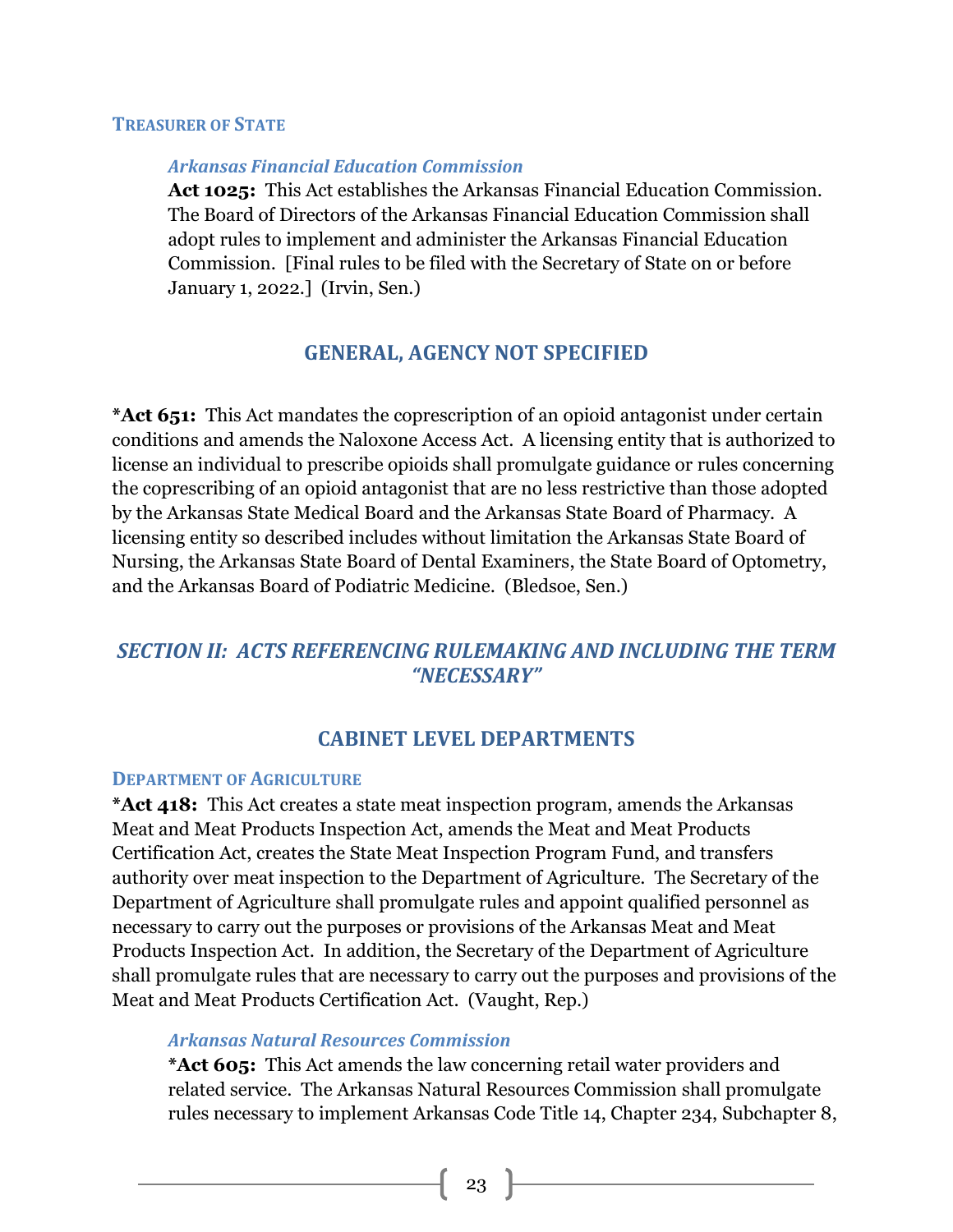#### TREASURER OF STATE

*Arkansas Financial Education Commission*

**Act 1025:** This Act establishes the Arkansas Financial Education Commission. The Board of Directors of the Arkansas Financial Education Commission shall adopt rules to implement and administer the Arkansas Financial Education Commission. [Final rules to be filed with the Secretary of State on or before January 1, 2022.] (Irvin, Sen.)

## GENERAL, AGENCY NOT SPECIFIED

***Act 651:** This Act mandates the coprescription of an opioid antagonist under certain conditions and amends the Naloxone Access Act. A licensing entity that is authorized to license an individual to prescribe opioids shall promulgate guidance or rules concerning the coprescribing of an opioid antagonist that are no less restrictive than those adopted by the Arkansas State Medical Board and the Arkansas State Board of Pharmacy. A licensing entity so described includes without limitation the Arkansas State Board of Nursing, the Arkansas State Board of Dental Examiners, the State Board of Optometry, and the Arkansas Board of Podiatric Medicine. (Bledsoe, Sen.)

# *SECTION II: ACTS REFERENCING RULEMAKING AND INCLUDING THE TERM "NECESSARY"*

## CABINET LEVEL DEPARTMENTS

#### DEPARTMENT OF AGRICULTURE

***Act 418:** This Act creates a state meat inspection program, amends the Arkansas Meat and Meat Products Inspection Act, amends the Meat and Meat Products Certification Act, creates the State Meat Inspection Program Fund, and transfers authority over meat inspection to the Department of Agriculture. The Secretary of the Department of Agriculture shall promulgate rules and appoint qualified personnel as necessary to carry out the purposes or provisions of the Arkansas Meat and Meat Products Inspection Act. In addition, the Secretary of the Department of Agriculture shall promulgate rules that are necessary to carry out the purposes and provisions of the Meat and Meat Products Certification Act. (Vaught, Rep.)

*Arkansas Natural Resources Commission*

***Act 605:** This Act amends the law concerning retail water providers and related service. The Arkansas Natural Resources Commission shall promulgate rules necessary to implement Arkansas Code Title 14, Chapter 234, Subchapter 8,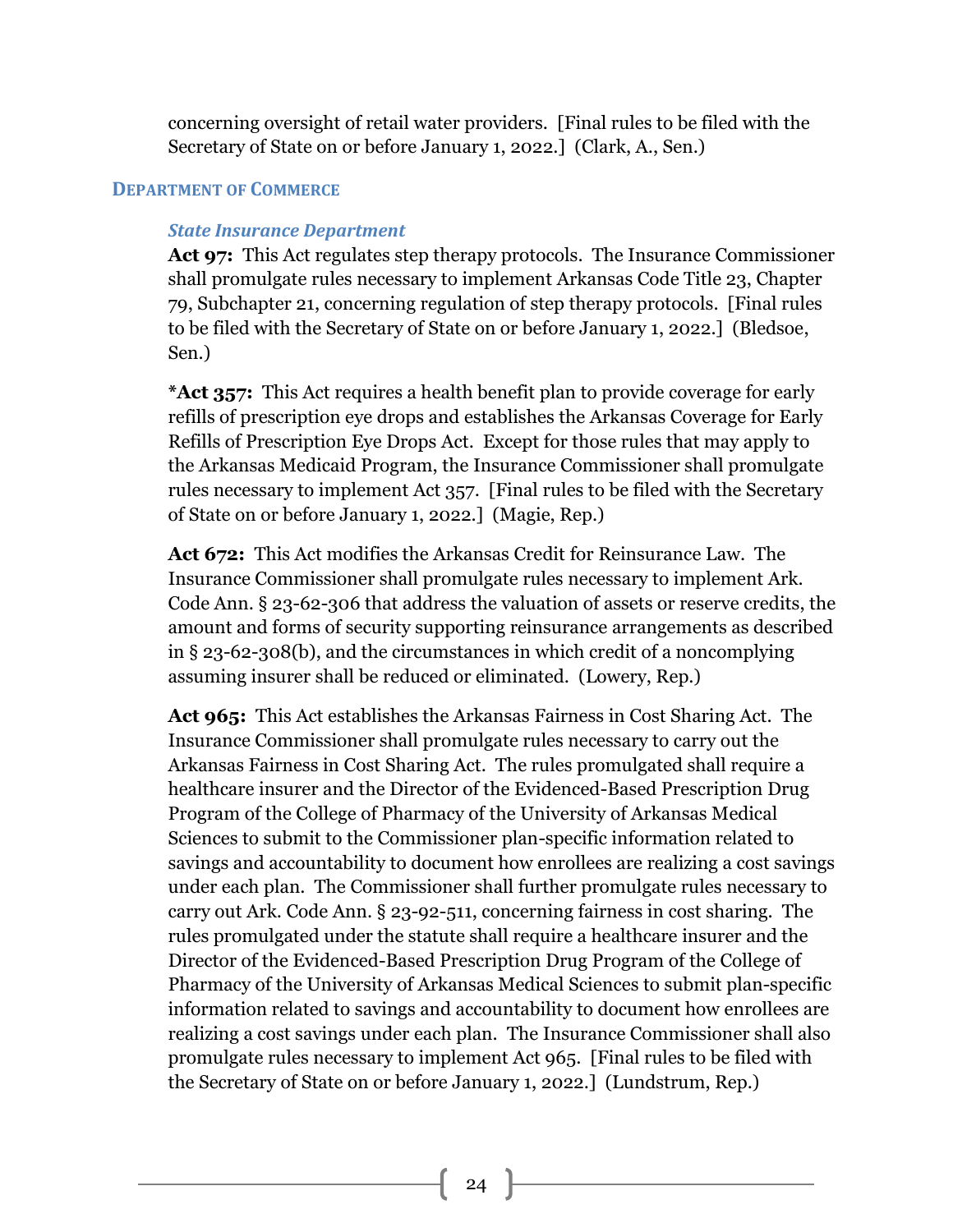concerning oversight of retail water providers. [Final rules to be filed with the Secretary of State on or before January 1, 2022.] (Clark, A., Sen.)

## DEPARTMENT OF COMMERCE

### *State Insurance Department*

**Act 97:** This Act regulates step therapy protocols. The Insurance Commissioner shall promulgate rules necessary to implement Arkansas Code Title 23, Chapter 79, Subchapter 21, concerning regulation of step therapy protocols. [Final rules to be filed with the Secretary of State on or before January 1, 2022.] (Bledsoe, Sen.)

**\*Act 357:** This Act requires a health benefit plan to provide coverage for early refills of prescription eye drops and establishes the Arkansas Coverage for Early Refills of Prescription Eye Drops Act. Except for those rules that may apply to the Arkansas Medicaid Program, the Insurance Commissioner shall promulgate rules necessary to implement Act 357. [Final rules to be filed with the Secretary of State on or before January 1, 2022.] (Magie, Rep.)

**Act 672:** This Act modifies the Arkansas Credit for Reinsurance Law. The Insurance Commissioner shall promulgate rules necessary to implement Ark. Code Ann. § 23-62-306 that address the valuation of assets or reserve credits, the amount and forms of security supporting reinsurance arrangements as described in § 23-62-308(b), and the circumstances in which credit of a noncomplying assuming insurer shall be reduced or eliminated. (Lowery, Rep.)

**Act 965:** This Act establishes the Arkansas Fairness in Cost Sharing Act. The Insurance Commissioner shall promulgate rules necessary to carry out the Arkansas Fairness in Cost Sharing Act. The rules promulgated shall require a healthcare insurer and the Director of the Evidenced-Based Prescription Drug Program of the College of Pharmacy of the University of Arkansas Medical Sciences to submit to the Commissioner plan-specific information related to savings and accountability to document how enrollees are realizing a cost savings under each plan. The Commissioner shall further promulgate rules necessary to carry out Ark. Code Ann. § 23-92-511, concerning fairness in cost sharing. The rules promulgated under the statute shall require a healthcare insurer and the Director of the Evidenced-Based Prescription Drug Program of the College of Pharmacy of the University of Arkansas Medical Sciences to submit plan-specific information related to savings and accountability to document how enrollees are realizing a cost savings under each plan. The Insurance Commissioner shall also promulgate rules necessary to implement Act 965. [Final rules to be filed with the Secretary of State on or before January 1, 2022.] (Lundstrum, Rep.)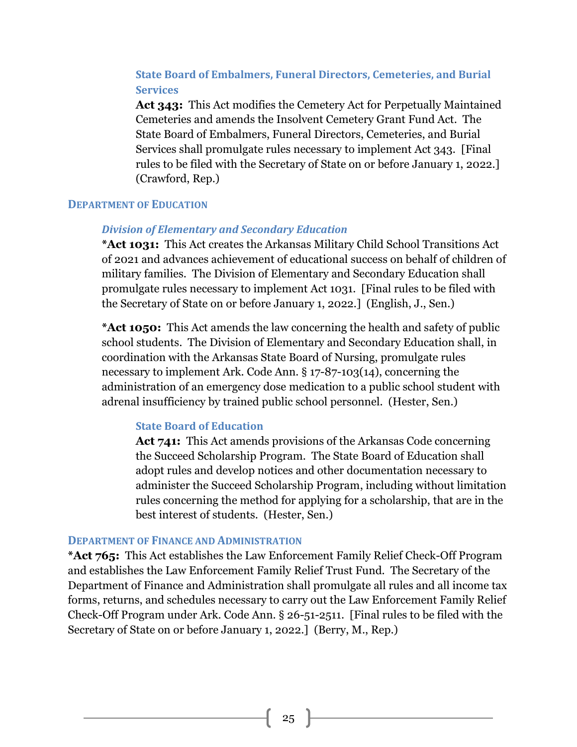#### State Board of Embalmers, Funeral Directors, Cemeteries, and Burial Services

**Act 343:** This Act modifies the Cemetery Act for Perpetually Maintained Cemeteries and amends the Insolvent Cemetery Grant Fund Act. The State Board of Embalmers, Funeral Directors, Cemeteries, and Burial Services shall promulgate rules necessary to implement Act 343. [Final rules to be filed with the Secretary of State on or before January 1, 2022.] (Crawford, Rep.)

## DEPARTMENT OF EDUCATION

### *Division of Elementary and Secondary Education*

*__Act 1031:__ This Act creates the Arkansas Military Child School Transitions Act of 2021 and advances achievement of educational success on behalf of children of military families. The Division of Elementary and Secondary Education shall promulgate rules necessary to implement Act 1031. [Final rules to be filed with the Secretary of State on or before January 1, 2022.] (English, J., Sen.)

*__Act 1050:__ This Act amends the law concerning the health and safety of public school students. The Division of Elementary and Secondary Education shall, in coordination with the Arkansas State Board of Nursing, promulgate rules necessary to implement Ark. Code Ann. § 17-87-103(14), concerning the administration of an emergency dose medication to a public school student with adrenal insufficiency by trained public school personnel. (Hester, Sen.)

#### State Board of Education

**Act 741:** This Act amends provisions of the Arkansas Code concerning the Succeed Scholarship Program. The State Board of Education shall adopt rules and develop notices and other documentation necessary to administer the Succeed Scholarship Program, including without limitation rules concerning the method for applying for a scholarship, that are in the best interest of students. (Hester, Sen.)

## DEPARTMENT OF FINANCE AND ADMINISTRATION

*__Act 765:__ This Act establishes the Law Enforcement Family Relief Check-Off Program and establishes the Law Enforcement Family Relief Trust Fund. The Secretary of the Department of Finance and Administration shall promulgate all rules and all income tax forms, returns, and schedules necessary to carry out the Law Enforcement Family Relief Check-Off Program under Ark. Code Ann. § 26-51-2511. [Final rules to be filed with the Secretary of State on or before January 1, 2022.] (Berry, M., Rep.)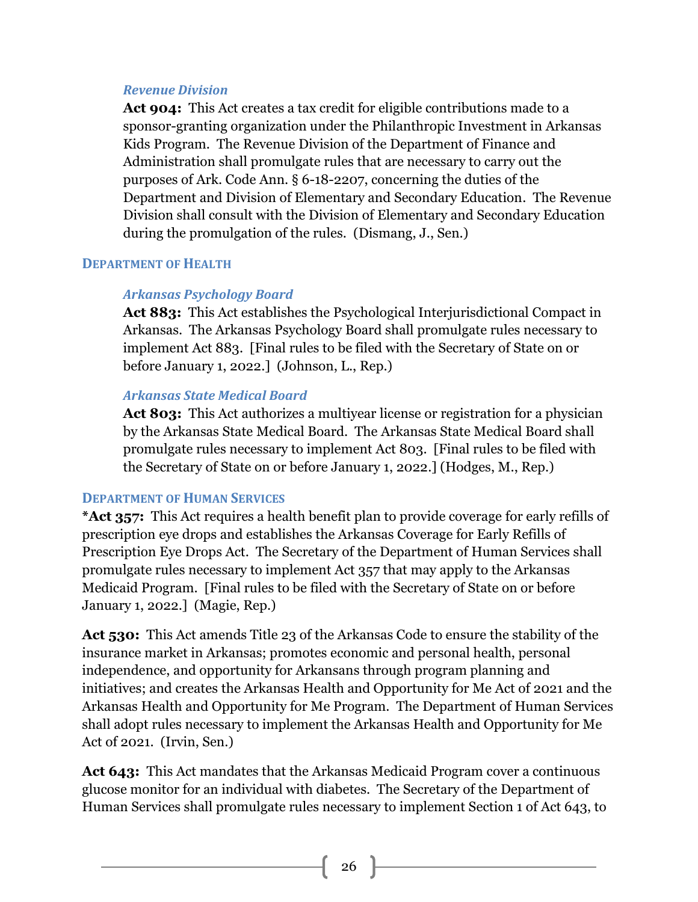### *Revenue Division*

**Act 904:** This Act creates a tax credit for eligible contributions made to a sponsor-granting organization under the Philanthropic Investment in Arkansas Kids Program. The Revenue Division of the Department of Finance and Administration shall promulgate rules that are necessary to carry out the purposes of Ark. Code Ann. § 6-18-2207, concerning the duties of the Department and Division of Elementary and Secondary Education. The Revenue Division shall consult with the Division of Elementary and Secondary Education during the promulgation of the rules. (Dismang, J., Sen.)

## DEPARTMENT OF HEALTH

### *Arkansas Psychology Board*

**Act 883:** This Act establishes the Psychological Interjurisdictional Compact in Arkansas. The Arkansas Psychology Board shall promulgate rules necessary to implement Act 883. [Final rules to be filed with the Secretary of State on or before January 1, 2022.] (Johnson, L., Rep.)

### *Arkansas State Medical Board*

**Act 803:** This Act authorizes a multiyear license or registration for a physician by the Arkansas State Medical Board. The Arkansas State Medical Board shall promulgate rules necessary to implement Act 803. [Final rules to be filed with the Secretary of State on or before January 1, 2022.] (Hodges, M., Rep.)

## DEPARTMENT OF HUMAN SERVICES

**\*Act 357:** This Act requires a health benefit plan to provide coverage for early refills of prescription eye drops and establishes the Arkansas Coverage for Early Refills of Prescription Eye Drops Act. The Secretary of the Department of Human Services shall promulgate rules necessary to implement Act 357 that may apply to the Arkansas Medicaid Program. [Final rules to be filed with the Secretary of State on or before January 1, 2022.] (Magie, Rep.)

**Act 530:** This Act amends Title 23 of the Arkansas Code to ensure the stability of the insurance market in Arkansas; promotes economic and personal health, personal independence, and opportunity for Arkansans through program planning and initiatives; and creates the Arkansas Health and Opportunity for Me Act of 2021 and the Arkansas Health and Opportunity for Me Program. The Department of Human Services shall adopt rules necessary to implement the Arkansas Health and Opportunity for Me Act of 2021. (Irvin, Sen.)

**Act 643:** This Act mandates that the Arkansas Medicaid Program cover a continuous glucose monitor for an individual with diabetes. The Secretary of the Department of Human Services shall promulgate rules necessary to implement Section 1 of Act 643, to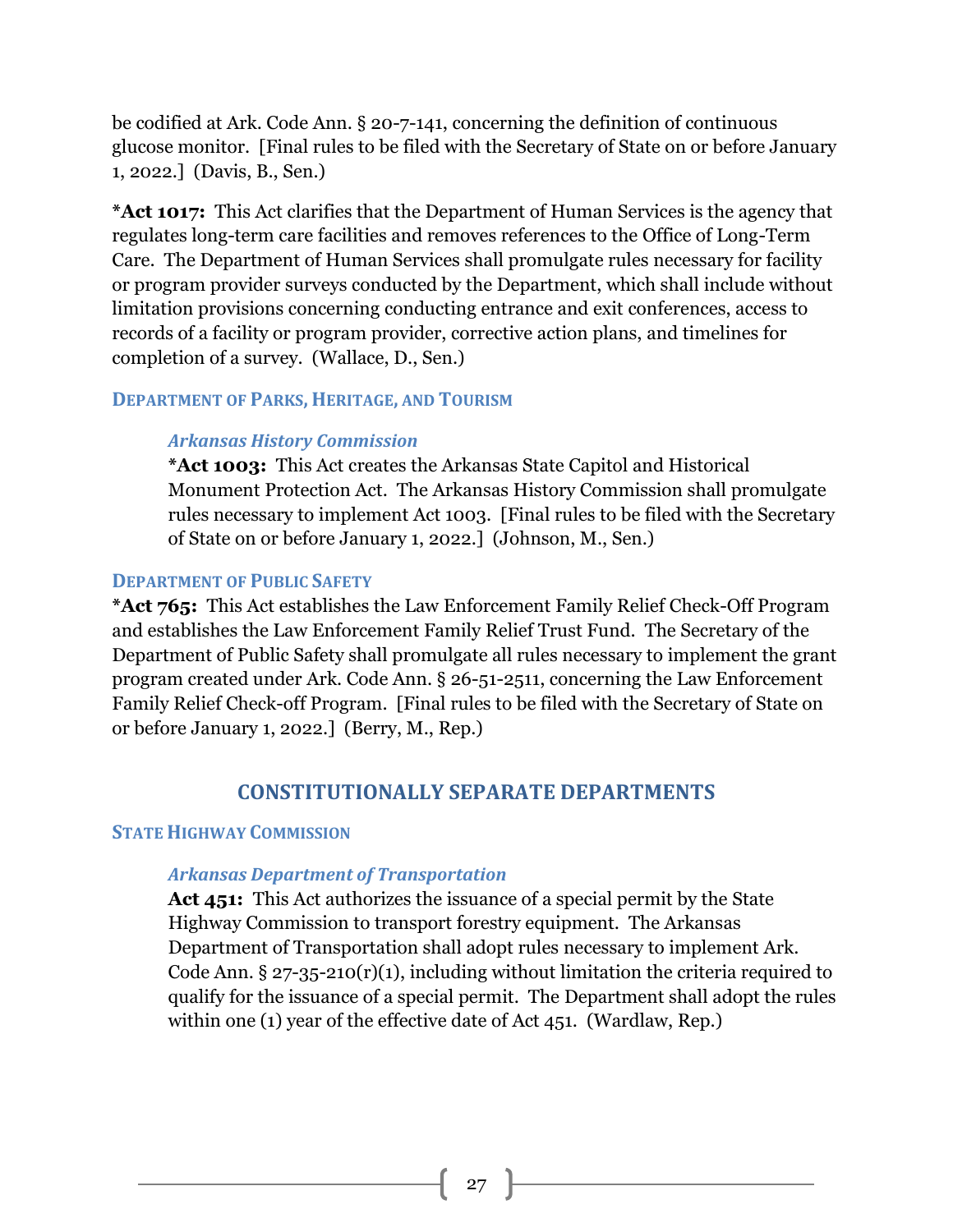be codified at Ark. Code Ann. § 20-7-141, concerning the definition of continuous glucose monitor. [Final rules to be filed with the Secretary of State on or before January 1, 2022.] (Davis, B., Sen.)

***Act 1017:** This Act clarifies that the Department of Human Services is the agency that regulates long-term care facilities and removes references to the Office of Long-Term Care. The Department of Human Services shall promulgate rules necessary for facility or program provider surveys conducted by the Department, which shall include without limitation provisions concerning conducting entrance and exit conferences, access to records of a facility or program provider, corrective action plans, and timelines for completion of a survey. (Wallace, D., Sen.)

### DEPARTMENT OF PARKS, HERITAGE, AND TOURISM

#### *Arkansas History Commission*

***Act 1003:** This Act creates the Arkansas State Capitol and Historical Monument Protection Act. The Arkansas History Commission shall promulgate rules necessary to implement Act 1003. [Final rules to be filed with the Secretary of State on or before January 1, 2022.] (Johnson, M., Sen.)

### DEPARTMENT OF PUBLIC SAFETY

***Act 765:** This Act establishes the Law Enforcement Family Relief Check-Off Program and establishes the Law Enforcement Family Relief Trust Fund. The Secretary of the Department of Public Safety shall promulgate all rules necessary to implement the grant program created under Ark. Code Ann. § 26-51-2511, concerning the Law Enforcement Family Relief Check-off Program. [Final rules to be filed with the Secretary of State on or before January 1, 2022.] (Berry, M., Rep.)

## CONSTITUTIONALLY SEPARATE DEPARTMENTS

### STATE HIGHWAY COMMISSION

#### *Arkansas Department of Transportation*

**Act 451:** This Act authorizes the issuance of a special permit by the State Highway Commission to transport forestry equipment. The Arkansas Department of Transportation shall adopt rules necessary to implement Ark. Code Ann. § 27-35-210(r)(1), including without limitation the criteria required to qualify for the issuance of a special permit. The Department shall adopt the rules within one (1) year of the effective date of Act 451. (Wardlaw, Rep.)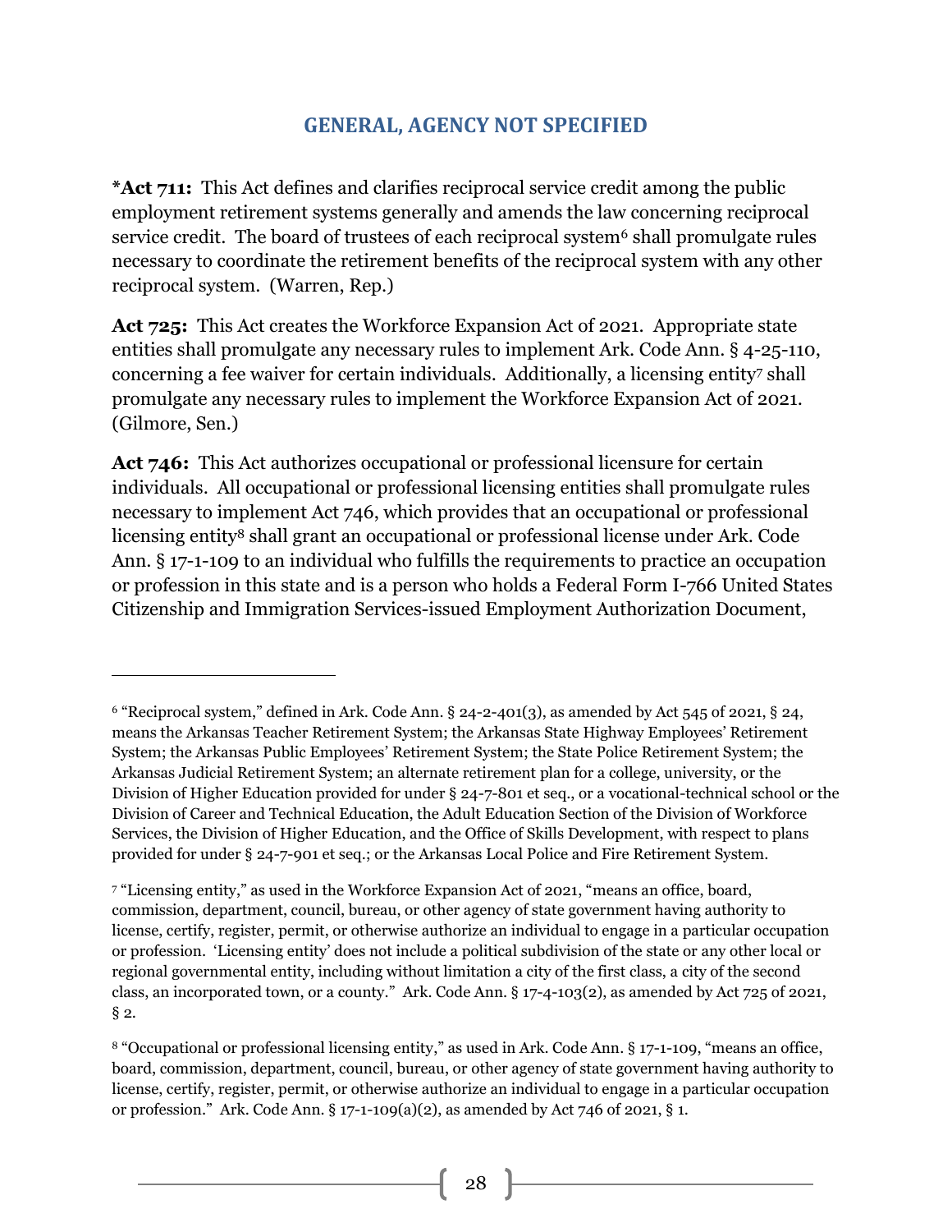## GENERAL, AGENCY NOT SPECIFIED

***Act 711:** This Act defines and clarifies reciprocal service credit among the public employment retirement systems generally and amends the law concerning reciprocal service credit. The board of trustees of each reciprocal system[6] shall promulgate rules necessary to coordinate the retirement benefits of the reciprocal system with any other reciprocal system. (Warren, Rep.)

**Act 725:** This Act creates the Workforce Expansion Act of 2021. Appropriate state entities shall promulgate any necessary rules to implement Ark. Code Ann. § 4-25-110, concerning a fee waiver for certain individuals. Additionally, a licensing entity[7] shall promulgate any necessary rules to implement the Workforce Expansion Act of 2021. (Gilmore, Sen.)

**Act 746:** This Act authorizes occupational or professional licensure for certain individuals. All occupational or professional licensing entities shall promulgate rules necessary to implement Act 746, which provides that an occupational or professional licensing entity[8] shall grant an occupational or professional license under Ark. Code Ann. § 17-1-109 to an individual who fulfills the requirements to practice an occupation or profession in this state and is a person who holds a Federal Form I-766 United States Citizenship and Immigration Services-issued Employment Authorization Document,

---

[6] "Reciprocal system," defined in Ark. Code Ann. § 24-2-401(3), as amended by Act 545 of 2021, § 24, means the Arkansas Teacher Retirement System; the Arkansas State Highway Employees' Retirement System; the Arkansas Public Employees' Retirement System; the State Police Retirement System; the Arkansas Judicial Retirement System; an alternate retirement plan for a college, university, or the Division of Higher Education provided for under § 24-7-801 et seq., or a vocational-technical school or the Division of Career and Technical Education, the Adult Education Section of the Division of Workforce Services, the Division of Higher Education, and the Office of Skills Development, with respect to plans provided for under § 24-7-901 et seq.; or the Arkansas Local Police and Fire Retirement System.

[7] "Licensing entity," as used in the Workforce Expansion Act of 2021, "means an office, board, commission, department, council, bureau, or other agency of state government having authority to license, certify, register, permit, or otherwise authorize an individual to engage in a particular occupation or profession. 'Licensing entity' does not include a political subdivision of the state or any other local or regional governmental entity, including without limitation a city of the first class, a city of the second class, an incorporated town, or a county." Ark. Code Ann. § 17-4-103(2), as amended by Act 725 of 2021, § 2.

[8] "Occupational or professional licensing entity," as used in Ark. Code Ann. § 17-1-109, "means an office, board, commission, department, council, bureau, or other agency of state government having authority to license, certify, register, permit, or otherwise authorize an individual to engage in a particular occupation or profession." Ark. Code Ann. § 17-1-109(a)(2), as amended by Act 746 of 2021, § 1.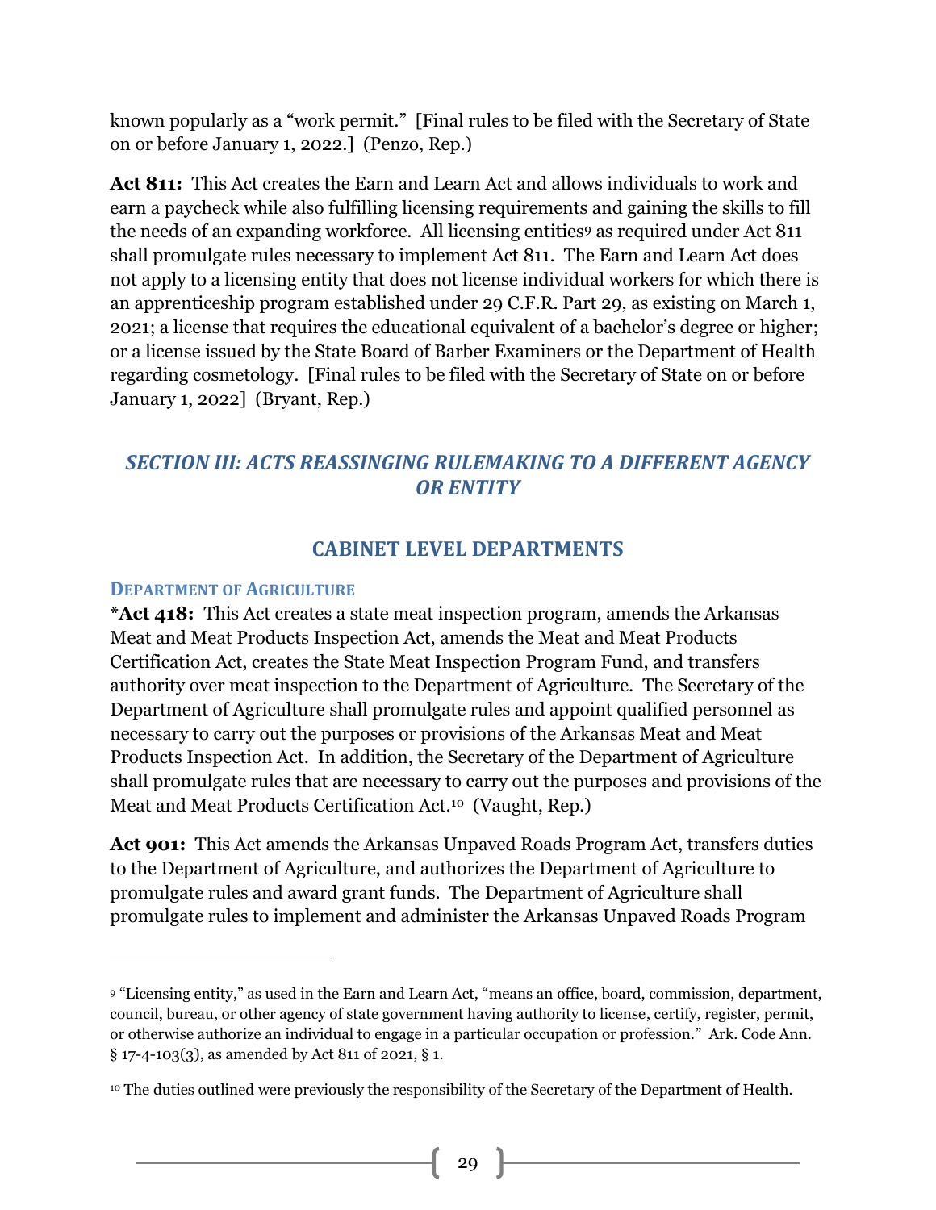known popularly as a "work permit." [Final rules to be filed with the Secretary of State on or before January 1, 2022.] (Penzo, Rep.)

**Act 811:** This Act creates the Earn and Learn Act and allows individuals to work and earn a paycheck while also fulfilling licensing requirements and gaining the skills to fill the needs of an expanding workforce. All licensing entities[9] as required under Act 811 shall promulgate rules necessary to implement Act 811. The Earn and Learn Act does not apply to a licensing entity that does not license individual workers for which there is an apprenticeship program established under 29 C.F.R. Part 29, as existing on March 1, 2021; a license that requires the educational equivalent of a bachelor's degree or higher; or a license issued by the State Board of Barber Examiners or the Department of Health regarding cosmetology. [Final rules to be filed with the Secretary of State on or before January 1, 2022] (Bryant, Rep.)

## *SECTION III: ACTS REASSINGING RULEMAKING TO A DIFFERENT AGENCY OR ENTITY*

## CABINET LEVEL DEPARTMENTS

### DEPARTMENT OF AGRICULTURE

***Act 418:** This Act creates a state meat inspection program, amends the Arkansas Meat and Meat Products Inspection Act, amends the Meat and Meat Products Certification Act, creates the State Meat Inspection Program Fund, and transfers authority over meat inspection to the Department of Agriculture. The Secretary of the Department of Agriculture shall promulgate rules and appoint qualified personnel as necessary to carry out the purposes or provisions of the Arkansas Meat and Meat Products Inspection Act. In addition, the Secretary of the Department of Agriculture shall promulgate rules that are necessary to carry out the purposes and provisions of the Meat and Meat Products Certification Act.[10] (Vaught, Rep.)

**Act 901:** This Act amends the Arkansas Unpaved Roads Program Act, transfers duties to the Department of Agriculture, and authorizes the Department of Agriculture to promulgate rules and award grant funds. The Department of Agriculture shall promulgate rules to implement and administer the Arkansas Unpaved Roads Program

---

[9] "Licensing entity," as used in the Earn and Learn Act, "means an office, board, commission, department, council, bureau, or other agency of state government having authority to license, certify, register, permit, or otherwise authorize an individual to engage in a particular occupation or profession." Ark. Code Ann. § 17-4-103(3), as amended by Act 811 of 2021, § 1.

[10] The duties outlined were previously the responsibility of the Secretary of the Department of Health.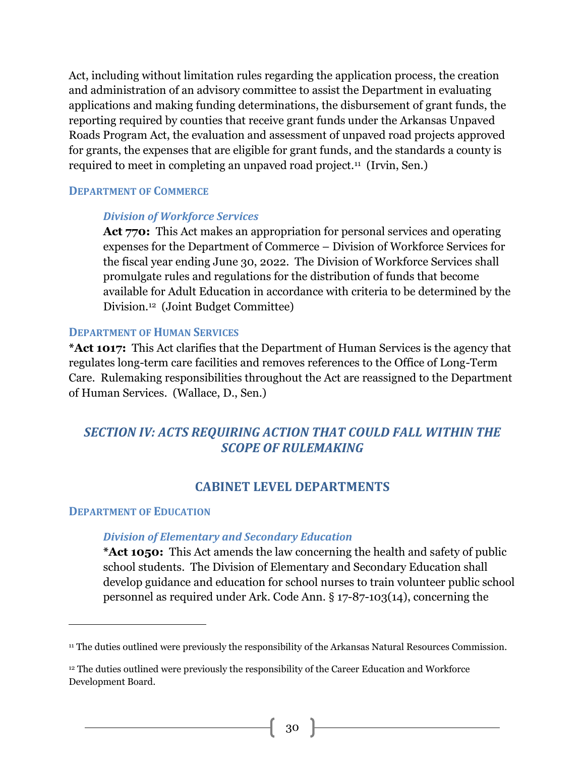Act, including without limitation rules regarding the application process, the creation and administration of an advisory committee to assist the Department in evaluating applications and making funding determinations, the disbursement of grant funds, the reporting required by counties that receive grant funds under the Arkansas Unpaved Roads Program Act, the evaluation and assessment of unpaved road projects approved for grants, the expenses that are eligible for grant funds, and the standards a county is required to meet in completing an unpaved road project.[11] (Irvin, Sen.)

### DEPARTMENT OF COMMERCE

#### *Division of Workforce Services*

**Act 770:** This Act makes an appropriation for personal services and operating expenses for the Department of Commerce – Division of Workforce Services for the fiscal year ending June 30, 2022. The Division of Workforce Services shall promulgate rules and regulations for the distribution of funds that become available for Adult Education in accordance with criteria to be determined by the Division.[12] (Joint Budget Committee)

### DEPARTMENT OF HUMAN SERVICES

***Act 1017:** This Act clarifies that the Department of Human Services is the agency that regulates long-term care facilities and removes references to the Office of Long-Term Care. Rulemaking responsibilities throughout the Act are reassigned to the Department of Human Services. (Wallace, D., Sen.)

## *SECTION IV: ACTS REQUIRING ACTION THAT COULD FALL WITHIN THE SCOPE OF RULEMAKING*

## CABINET LEVEL DEPARTMENTS

### DEPARTMENT OF EDUCATION

#### *Division of Elementary and Secondary Education*

***Act 1050:** This Act amends the law concerning the health and safety of public school students. The Division of Elementary and Secondary Education shall develop guidance and education for school nurses to train volunteer public school personnel as required under Ark. Code Ann. § 17-87-103(14), concerning the

---

[11] The duties outlined were previously the responsibility of the Arkansas Natural Resources Commission.

[12] The duties outlined were previously the responsibility of the Career Education and Workforce Development Board.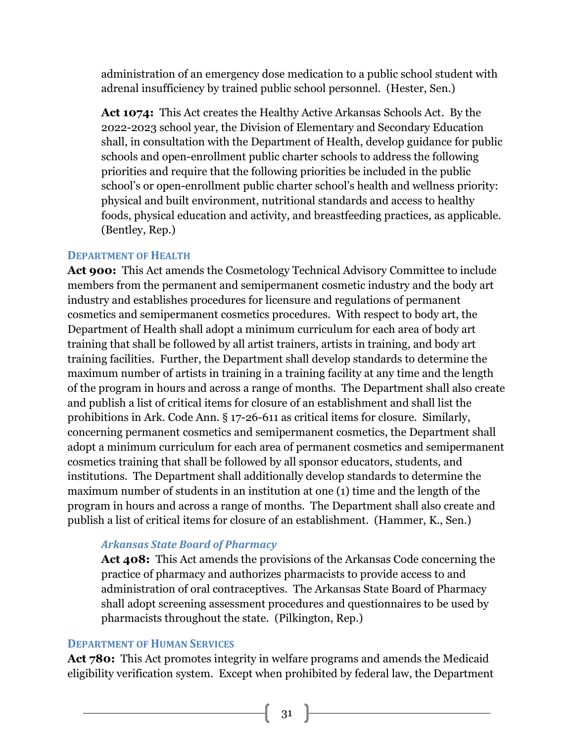administration of an emergency dose medication to a public school student with adrenal insufficiency by trained public school personnel. (Hester, Sen.)

**Act 1074:** This Act creates the Healthy Active Arkansas Schools Act. By the 2022-2023 school year, the Division of Elementary and Secondary Education shall, in consultation with the Department of Health, develop guidance for public schools and open-enrollment public charter schools to address the following priorities and require that the following priorities be included in the public school's or open-enrollment public charter school's health and wellness priority: physical and built environment, nutritional standards and access to healthy foods, physical education and activity, and breastfeeding practices, as applicable. (Bentley, Rep.)

### Department of Health

**Act 900:** This Act amends the Cosmetology Technical Advisory Committee to include members from the permanent and semipermanent cosmetic industry and the body art industry and establishes procedures for licensure and regulations of permanent cosmetics and semipermanent cosmetics procedures. With respect to body art, the Department of Health shall adopt a minimum curriculum for each area of body art training that shall be followed by all artist trainers, artists in training, and body art training facilities. Further, the Department shall develop standards to determine the maximum number of artists in training in a training facility at any time and the length of the program in hours and across a range of months. The Department shall also create and publish a list of critical items for closure of an establishment and shall list the prohibitions in Ark. Code Ann. § 17-26-611 as critical items for closure. Similarly, concerning permanent cosmetics and semipermanent cosmetics, the Department shall adopt a minimum curriculum for each area of permanent cosmetics and semipermanent cosmetics training that shall be followed by all sponsor educators, students, and institutions. The Department shall additionally develop standards to determine the maximum number of students in an institution at one (1) time and the length of the program in hours and across a range of months. The Department shall also create and publish a list of critical items for closure of an establishment. (Hammer, K., Sen.)

#### *Arkansas State Board of Pharmacy*

**Act 408:** This Act amends the provisions of the Arkansas Code concerning the practice of pharmacy and authorizes pharmacists to provide access to and administration of oral contraceptives. The Arkansas State Board of Pharmacy shall adopt screening assessment procedures and questionnaires to be used by pharmacists throughout the state. (Pilkington, Rep.)

### Department of Human Services

**Act 780:** This Act promotes integrity in welfare programs and amends the Medicaid eligibility verification system. Except when prohibited by federal law, the Department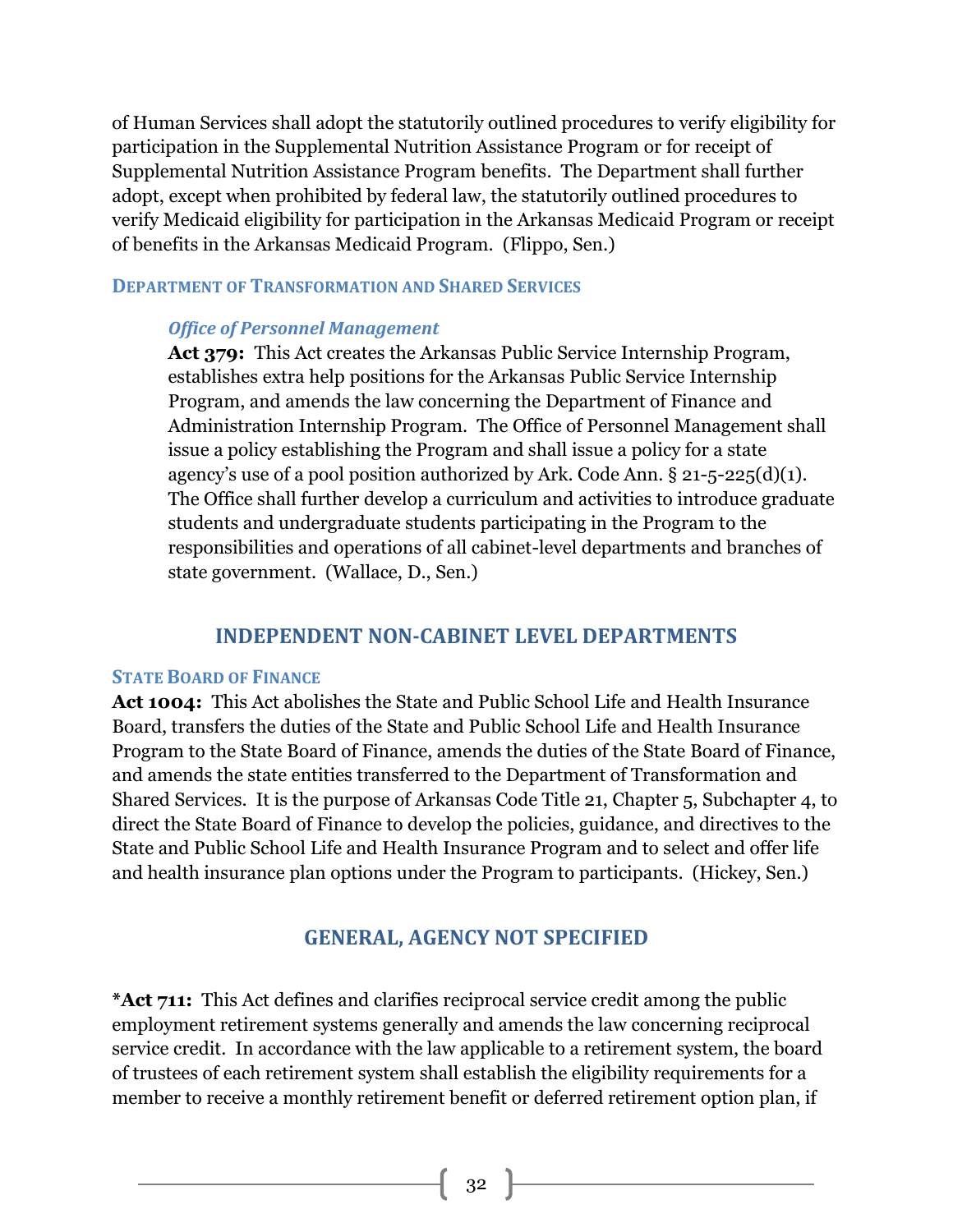of Human Services shall adopt the statutorily outlined procedures to verify eligibility for participation in the Supplemental Nutrition Assistance Program or for receipt of Supplemental Nutrition Assistance Program benefits. The Department shall further adopt, except when prohibited by federal law, the statutorily outlined procedures to verify Medicaid eligibility for participation in the Arkansas Medicaid Program or receipt of benefits in the Arkansas Medicaid Program. (Flippo, Sen.)

### Department of Transformation and Shared Services

#### *Office of Personnel Management*

**Act 379:** This Act creates the Arkansas Public Service Internship Program, establishes extra help positions for the Arkansas Public Service Internship Program, and amends the law concerning the Department of Finance and Administration Internship Program. The Office of Personnel Management shall issue a policy establishing the Program and shall issue a policy for a state agency's use of a pool position authorized by Ark. Code Ann. § 21-5-225(d)(1). The Office shall further develop a curriculum and activities to introduce graduate students and undergraduate students participating in the Program to the responsibilities and operations of all cabinet-level departments and branches of state government. (Wallace, D., Sen.)

## INDEPENDENT NON-CABINET LEVEL DEPARTMENTS

### State Board of Finance

**Act 1004:** This Act abolishes the State and Public School Life and Health Insurance Board, transfers the duties of the State and Public School Life and Health Insurance Program to the State Board of Finance, amends the duties of the State Board of Finance, and amends the state entities transferred to the Department of Transformation and Shared Services. It is the purpose of Arkansas Code Title 21, Chapter 5, Subchapter 4, to direct the State Board of Finance to develop the policies, guidance, and directives to the State and Public School Life and Health Insurance Program and to select and offer life and health insurance plan options under the Program to participants. (Hickey, Sen.)

## GENERAL, AGENCY NOT SPECIFIED

*__Act 711:__ This Act defines and clarifies reciprocal service credit among the public employment retirement systems generally and amends the law concerning reciprocal service credit. In accordance with the law applicable to a retirement system, the board of trustees of each retirement system shall establish the eligibility requirements for a member to receive a monthly retirement benefit or deferred retirement option plan, if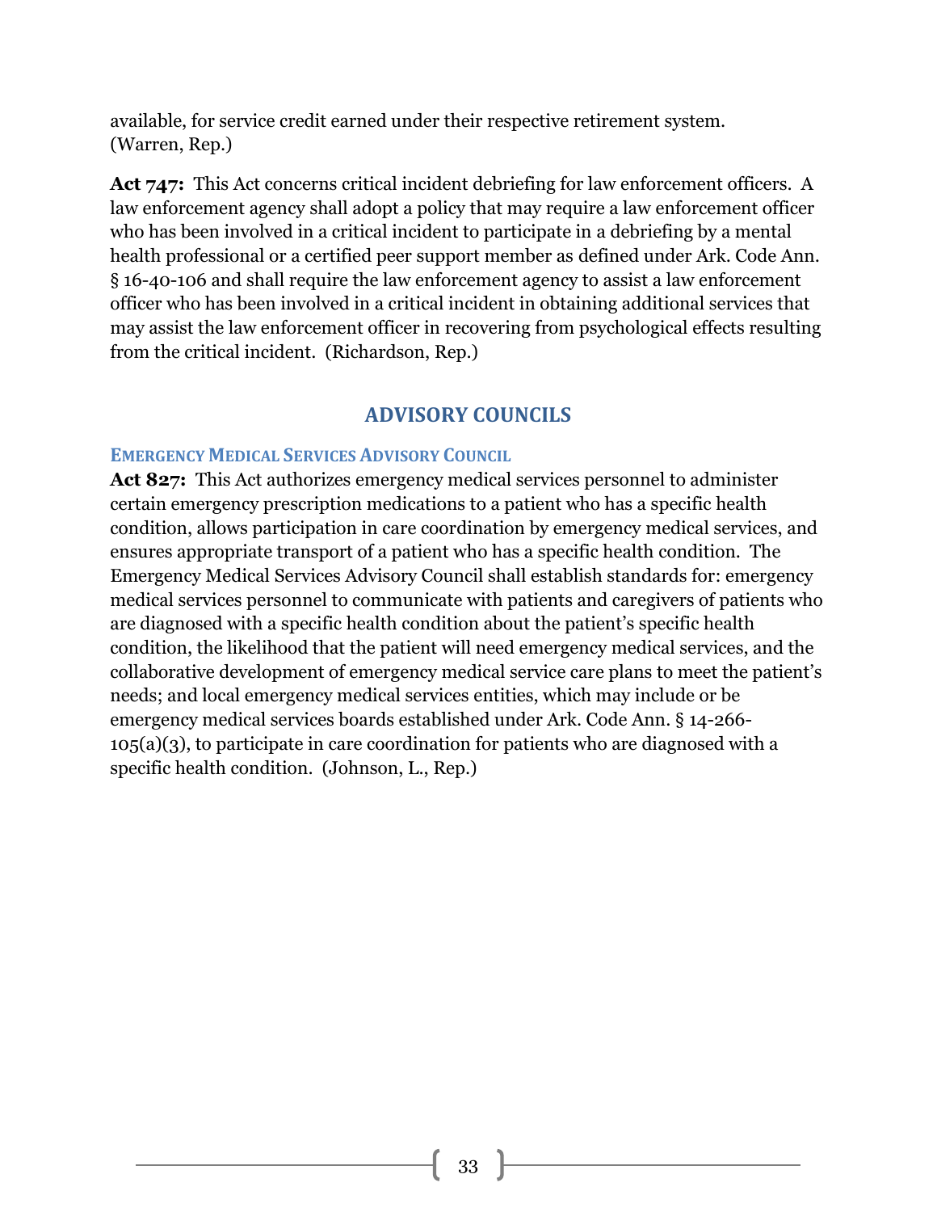available, for service credit earned under their respective retirement system. (Warren, Rep.)

**Act 747:** This Act concerns critical incident debriefing for law enforcement officers. A law enforcement agency shall adopt a policy that may require a law enforcement officer who has been involved in a critical incident to participate in a debriefing by a mental health professional or a certified peer support member as defined under Ark. Code Ann. § 16-40-106 and shall require the law enforcement agency to assist a law enforcement officer who has been involved in a critical incident in obtaining additional services that may assist the law enforcement officer in recovering from psychological effects resulting from the critical incident. (Richardson, Rep.)

## ADVISORY COUNCILS

### EMERGENCY MEDICAL SERVICES ADVISORY COUNCIL

**Act 827:** This Act authorizes emergency medical services personnel to administer certain emergency prescription medications to a patient who has a specific health condition, allows participation in care coordination by emergency medical services, and ensures appropriate transport of a patient who has a specific health condition. The Emergency Medical Services Advisory Council shall establish standards for: emergency medical services personnel to communicate with patients and caregivers of patients who are diagnosed with a specific health condition about the patient's specific health condition, the likelihood that the patient will need emergency medical services, and the collaborative development of emergency medical service care plans to meet the patient's needs; and local emergency medical services entities, which may include or be emergency medical services boards established under Ark. Code Ann. § 14-266-105(a)(3), to participate in care coordination for patients who are diagnosed with a specific health condition. (Johnson, L., Rep.)